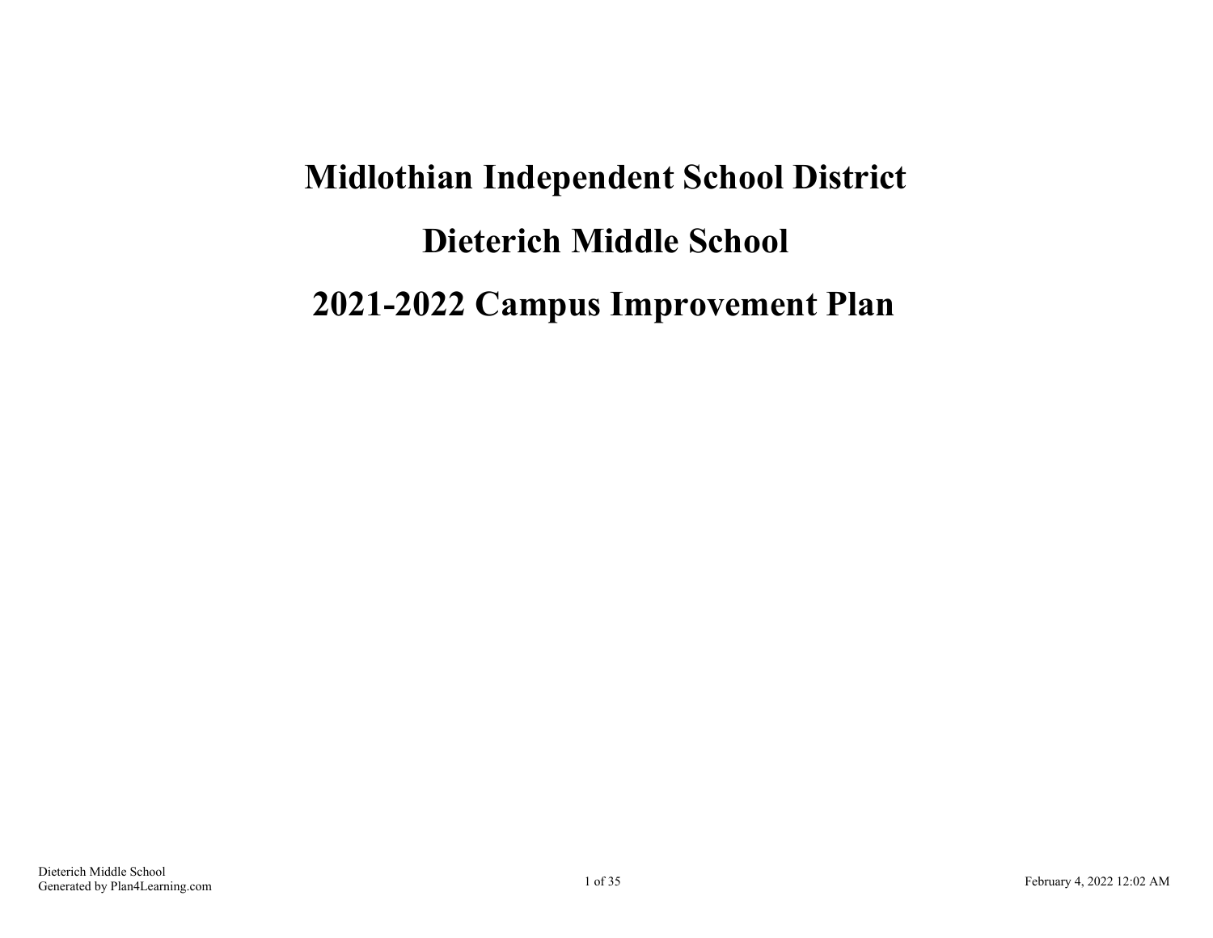# Midlothian Independent School District

# Dieterich Middle School

# 2021-2022 Campus Improvement Plan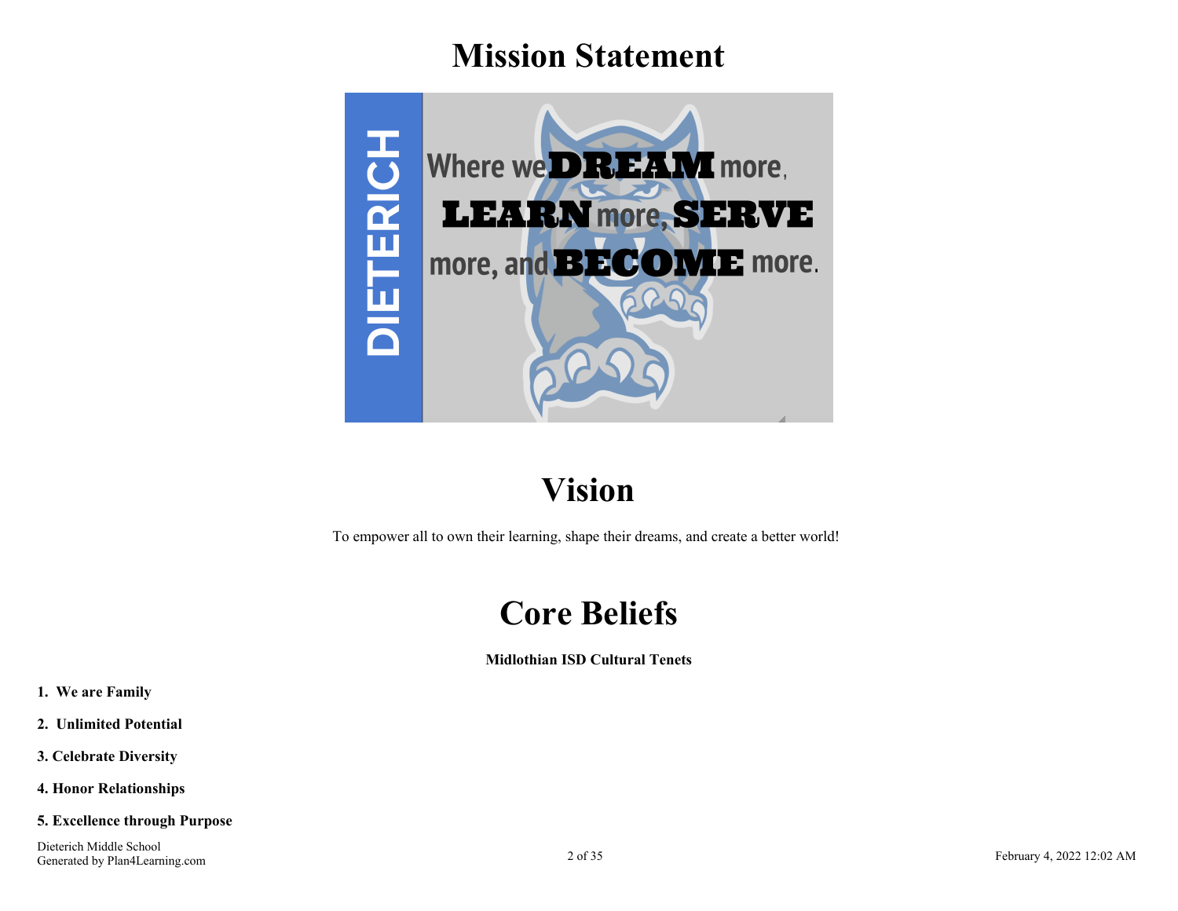# Mission Statement

DIETERICH

Where we **DREAM** more, **LEARN** more, **SERVE** more, and **BECOME** more.

# Vision

To empower all to own their learning, shape their dreams, and create a better world!

# Core Beliefs

**Midlothian ISD Cultural Tenets**

**1. We are Family**

**2. Unlimited Potential**

**3. Celebrate Diversity**

**4. Honor Relationships**

**5. Excellence through Purpose**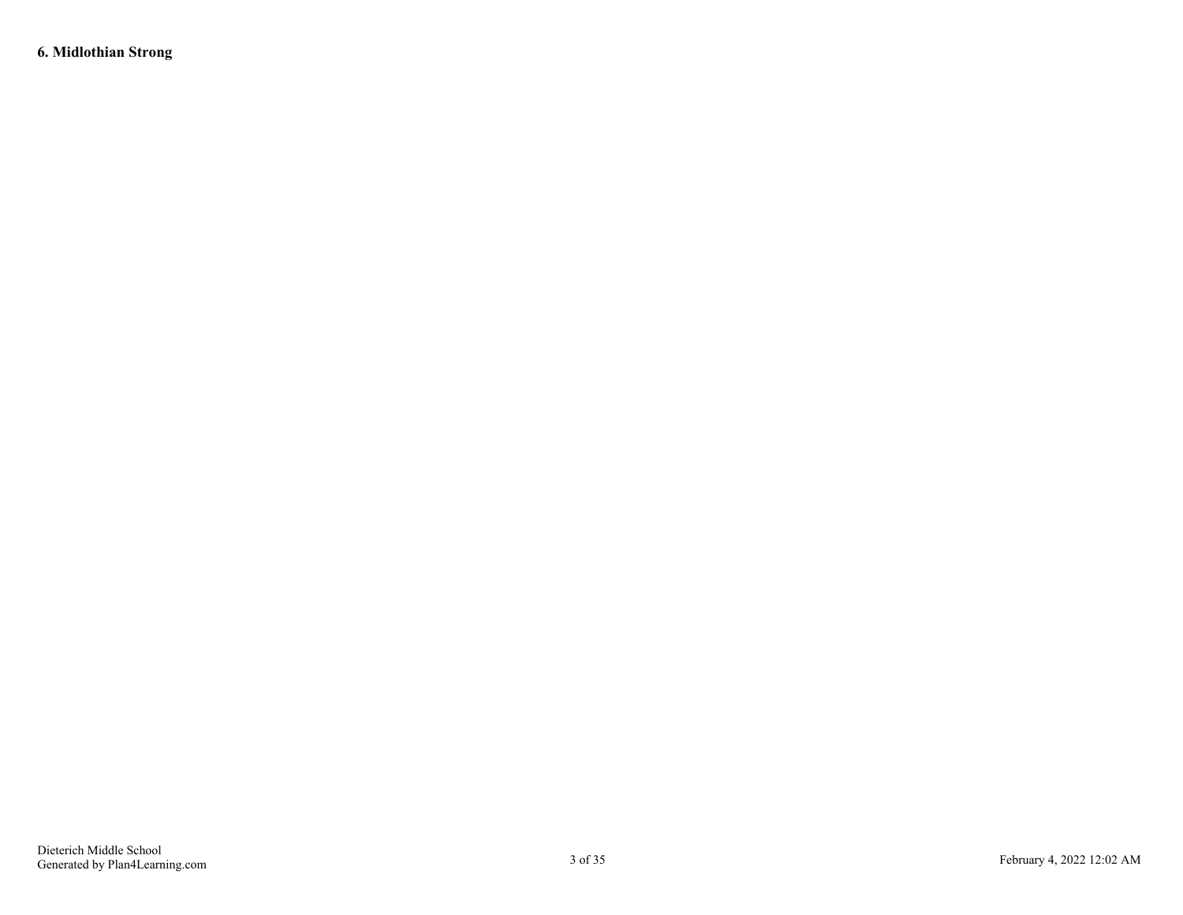**6. Midlothian Strong**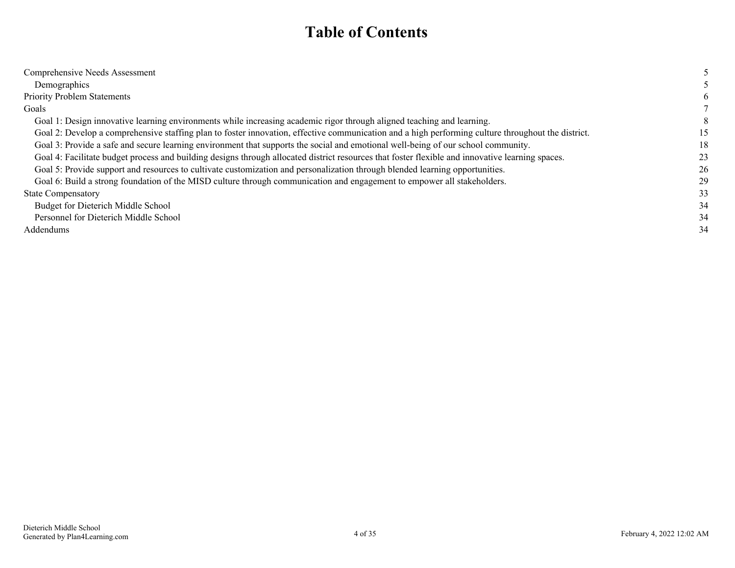# Table of Contents

| | |
|---|---|
| Comprehensive Needs Assessment | 5 |
| Demographics | 5 |
| Priority Problem Statements | 6 |
| Goals | 7 |
| Goal 1: Design innovative learning environments while increasing academic rigor through aligned teaching and learning. | 8 |
| Goal 2: Develop a comprehensive staffing plan to foster innovation, effective communication and a high performing culture throughout the district. | 15 |
| Goal 3: Provide a safe and secure learning environment that supports the social and emotional well-being of our school community. | 18 |
| Goal 4: Facilitate budget process and building designs through allocated district resources that foster flexible and innovative learning spaces. | 23 |
| Goal 5: Provide support and resources to cultivate customization and personalization through blended learning opportunities. | 26 |
| Goal 6: Build a strong foundation of the MISD culture through communication and engagement to empower all stakeholders. | 29 |
| State Compensatory | 33 |
| Budget for Dieterich Middle School | 34 |
| Personnel for Dieterich Middle School | 34 |
| Addendums | 34 |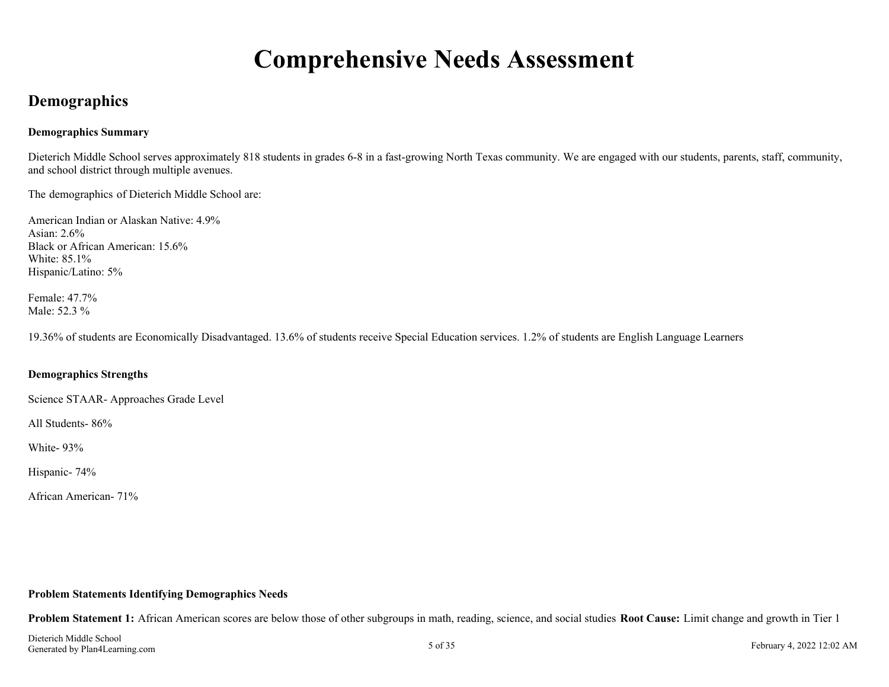# Comprehensive Needs Assessment

## Demographics

**Demographics Summary**

Dieterich Middle School serves approximately 818 students in grades 6-8 in a fast-growing North Texas community. We are engaged with our students, parents, staff, community, and school district through multiple avenues.

The demographics of Dieterich Middle School are:

American Indian or Alaskan Native: 4.9%
Asian: 2.6%
Black or African American: 15.6%
White: 85.1%
Hispanic/Latino: 5%

Female: 47.7%
Male: 52.3 %

19.36% of students are Economically Disadvantaged. 13.6% of students receive Special Education services. 1.2% of students are English Language Learners

**Demographics Strengths**

Science STAAR- Approaches Grade Level

All Students- 86%

White- 93%

Hispanic- 74%

African American- 71%

**Problem Statements Identifying Demographics Needs**

**Problem Statement 1:** African American scores are below those of other subgroups in math, reading, science, and social studies **Root Cause:** Limit change and growth in Tier 1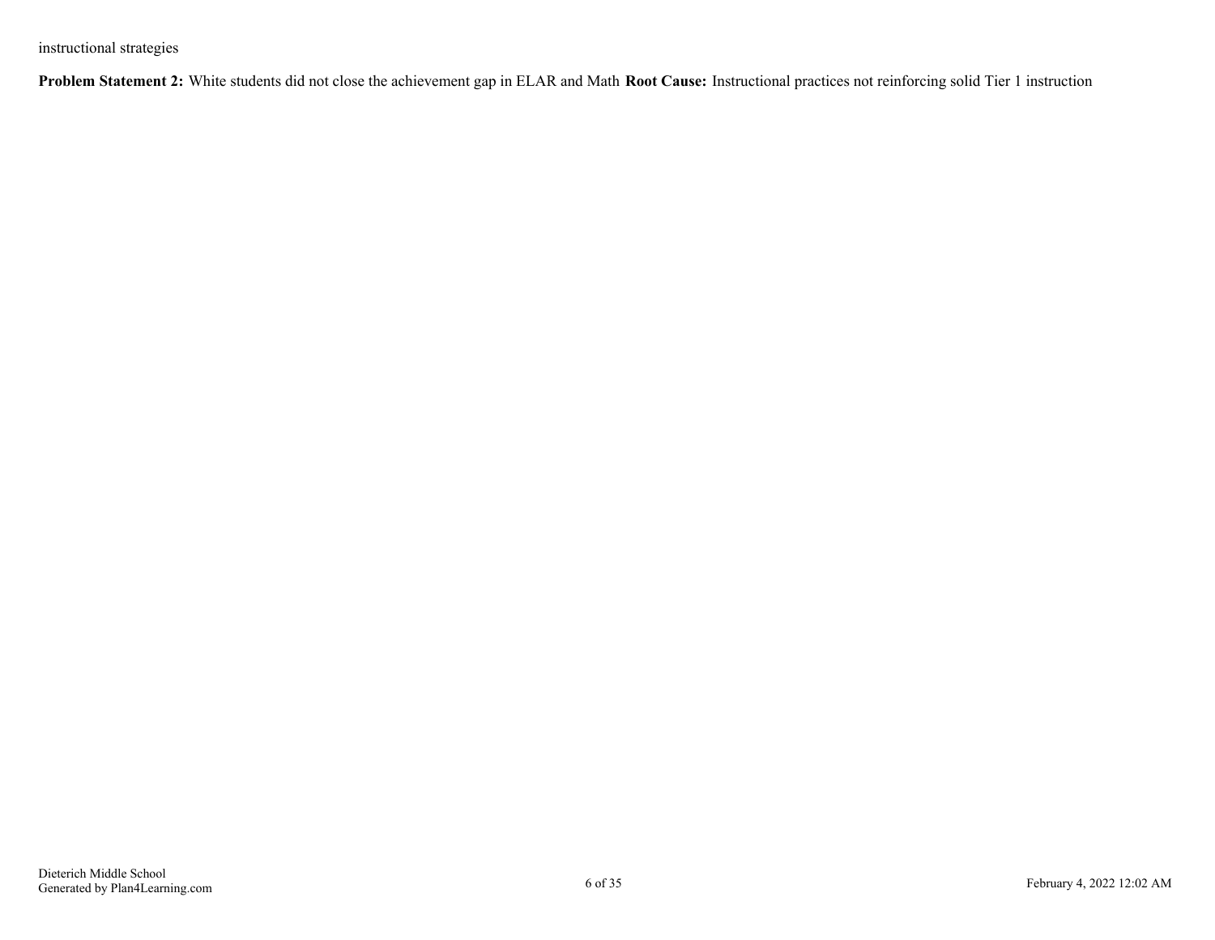instructional strategies

**Problem Statement 2:** White students did not close the achievement gap in ELAR and Math **Root Cause:** Instructional practices not reinforcing solid Tier 1 instruction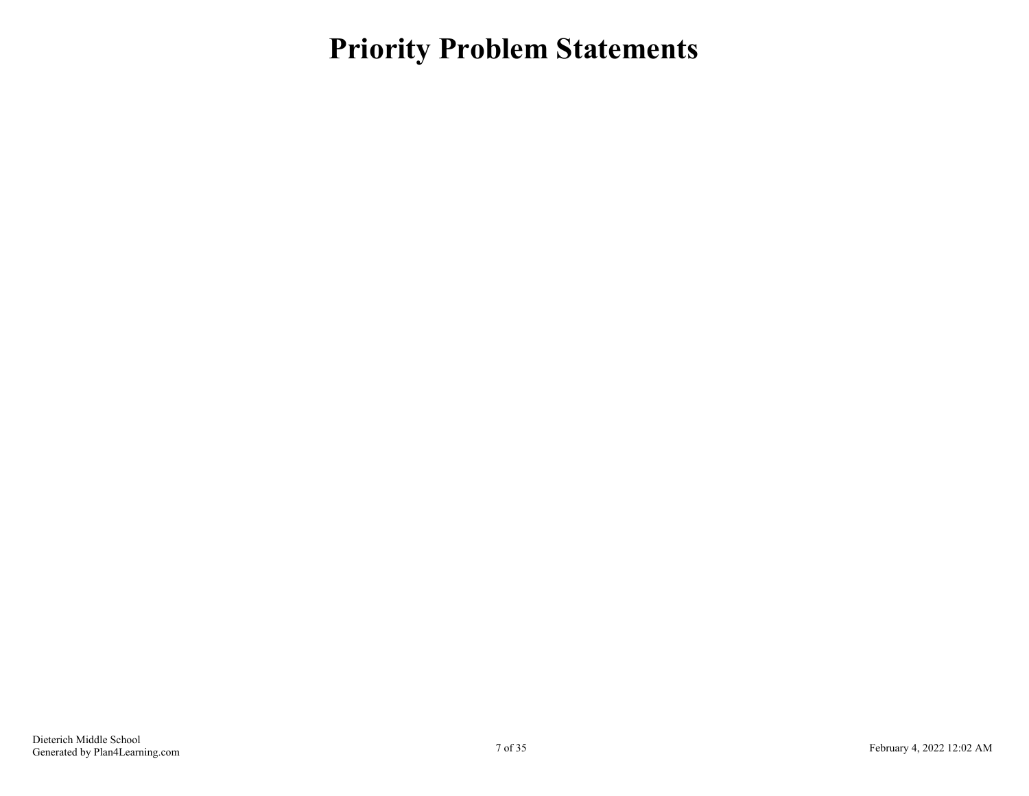# Priority Problem Statements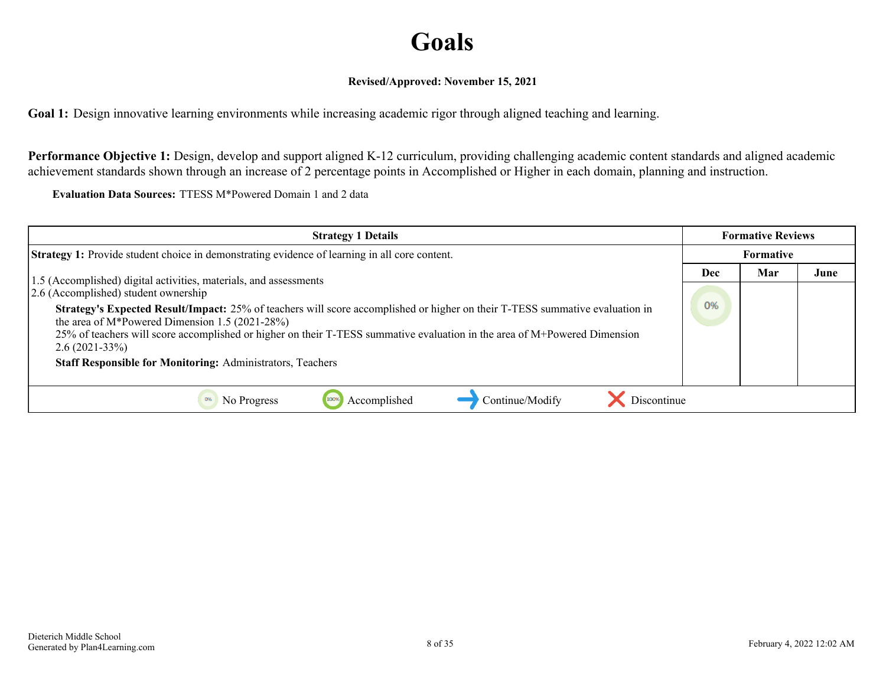# Goals

**Revised/Approved: November 15, 2021**

**Goal 1:** Design innovative learning environments while increasing academic rigor through aligned teaching and learning.

**Performance Objective 1:** Design, develop and support aligned K-12 curriculum, providing challenging academic content standards and aligned academic achievement standards shown through an increase of 2 percentage points in Accomplished or Higher in each domain, planning and instruction.

**Evaluation Data Sources:** TTESS M*Powered Domain 1 and 2 data

| Strategy 1 Details | Formative Reviews | | |
|---|---|---|---|
| | Formative | | |
| | Dec | Mar | June |
| **Strategy 1:** Provide student choice in demonstrating evidence of learning in all core content.<br><br>1.5 (Accomplished) digital activities, materials, and assessments<br>2.6 (Accomplished) student ownership<br><br>**Strategy's Expected Result/Impact:** 25% of teachers will score accomplished or higher on their T-TESS summative evaluation in the area of M*Powered Dimension 1.5 (2021-28%)<br>25% of teachers will score accomplished or higher on their T-TESS summative evaluation in the area of M+Powered Dimension 2.6 (2021-33%)<br><br>**Staff Responsible for Monitoring:** Administrators, Teachers | 0% | | |

0% No Progress | 100% Accomplished | Continue/Modify | Discontinue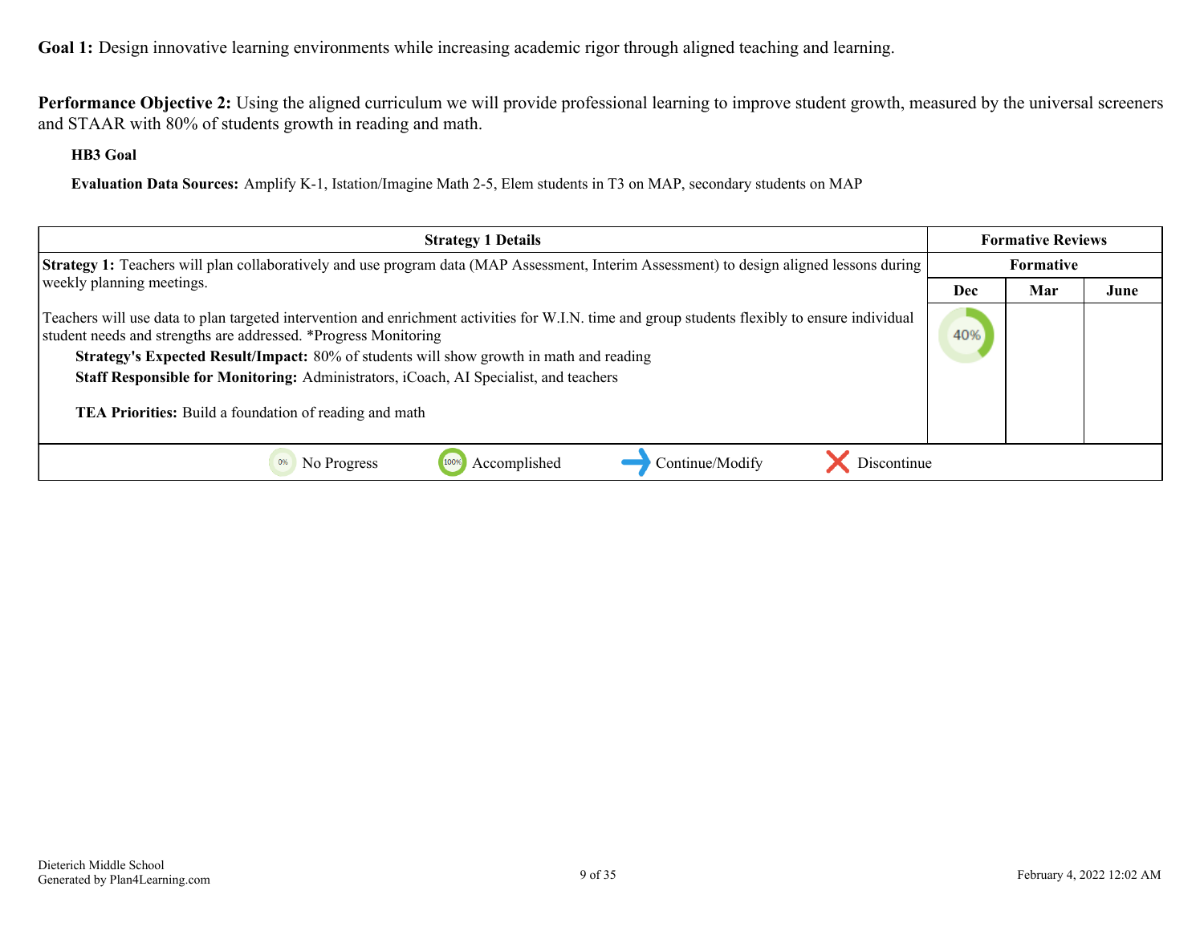**Goal 1:** Design innovative learning environments while increasing academic rigor through aligned teaching and learning.

**Performance Objective 2:** Using the aligned curriculum we will provide professional learning to improve student growth, measured by the universal screeners and STAAR with 80% of students growth in reading and math.

**HB3 Goal**

**Evaluation Data Sources:** Amplify K-1, Istation/Imagine Math 2-5, Elem students in T3 on MAP, secondary students on MAP

| Strategy 1 Details | Formative Reviews | | |
|---|---|---|---|
| | Formative | | |
| | Dec | Mar | June |
| **Strategy 1:** Teachers will plan collaboratively and use program data (MAP Assessment, Interim Assessment) to design aligned lessons during weekly planning meetings.<br><br>Teachers will use data to plan targeted intervention and enrichment activities for W.I.N. time and group students flexibly to ensure individual student needs and strengths are addressed. *Progress Monitoring<br>**Strategy's Expected Result/Impact:** 80% of students will show growth in math and reading<br>**Staff Responsible for Monitoring:** Administrators, iCoach, AI Specialist, and teachers<br><br>**TEA Priorities:** Build a foundation of reading and math | 40% | | |

0% No Progress | 100% Accomplished | Continue/Modify | Discontinue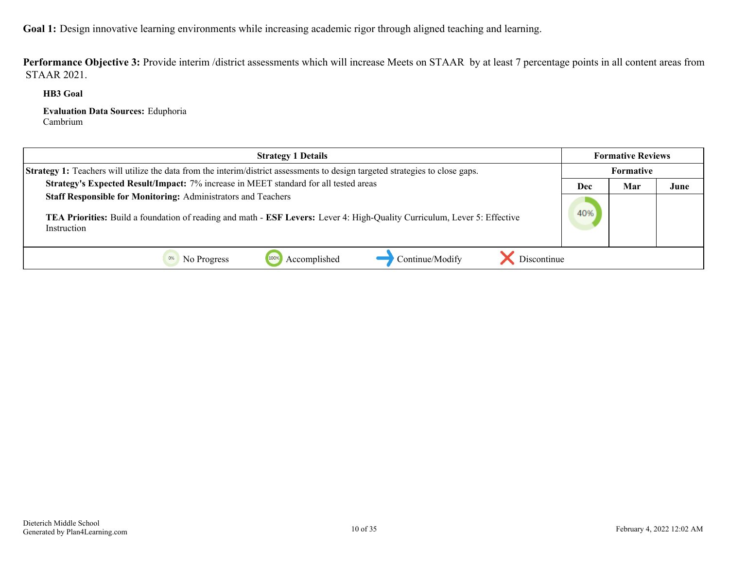**Goal 1:** Design innovative learning environments while increasing academic rigor through aligned teaching and learning.

**Performance Objective 3:** Provide interim /district assessments which will increase Meets on STAAR by at least 7 percentage points in all content areas from STAAR 2021.

**HB3 Goal**

**Evaluation Data Sources:** Eduphoria
Cambrium

| Strategy 1 Details | Formative Reviews | | |
|---|---|---|---|
| | Formative | | |
| | Dec | Mar | June |
| **Strategy 1:** Teachers will utilize the data from the interim/district assessments to design targeted strategies to close gaps.<br>**Strategy's Expected Result/Impact:** 7% increase in MEET standard for all tested areas<br>**Staff Responsible for Monitoring:** Administrators and Teachers<br><br>**TEA Priorities:** Build a foundation of reading and math - **ESF Levers:** Lever 4: High-Quality Curriculum, Lever 5: Effective Instruction | 40% | | |

0% No Progress 100% Accomplished Continue/Modify Discontinue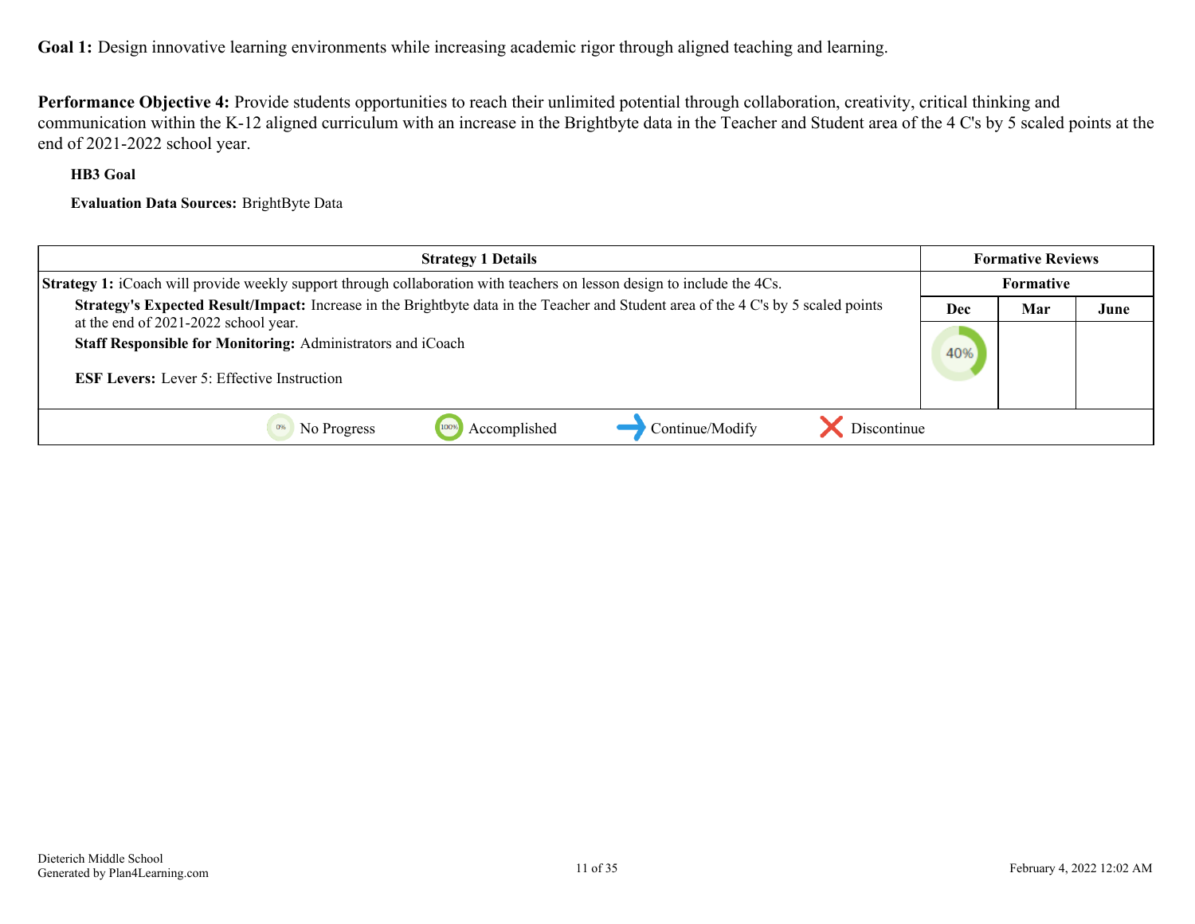**Goal 1:** Design innovative learning environments while increasing academic rigor through aligned teaching and learning.

**Performance Objective 4:** Provide students opportunities to reach their unlimited potential through collaboration, creativity, critical thinking and communication within the K-12 aligned curriculum with an increase in the Brightbyte data in the Teacher and Student area of the 4 C's by 5 scaled points at the end of 2021-2022 school year.

**HB3 Goal**

**Evaluation Data Sources:** BrightByte Data

| Strategy 1 Details | Formative Reviews | | |
|---|---|---|---|
| | Formative | | |
| **Strategy 1:** iCoach will provide weekly support through collaboration with teachers on lesson design to include the 4Cs. **Strategy's Expected Result/Impact:** Increase in the Brightbyte data in the Teacher and Student area of the 4 C's by 5 scaled points at the end of 2021-2022 school year. **Staff Responsible for Monitoring:** Administrators and iCoach **ESF Levers:** Lever 5: Effective Instruction | Dec | Mar | June |
| | 40% | | |

0% No Progress | 100% Accomplished | Continue/Modify | Discontinue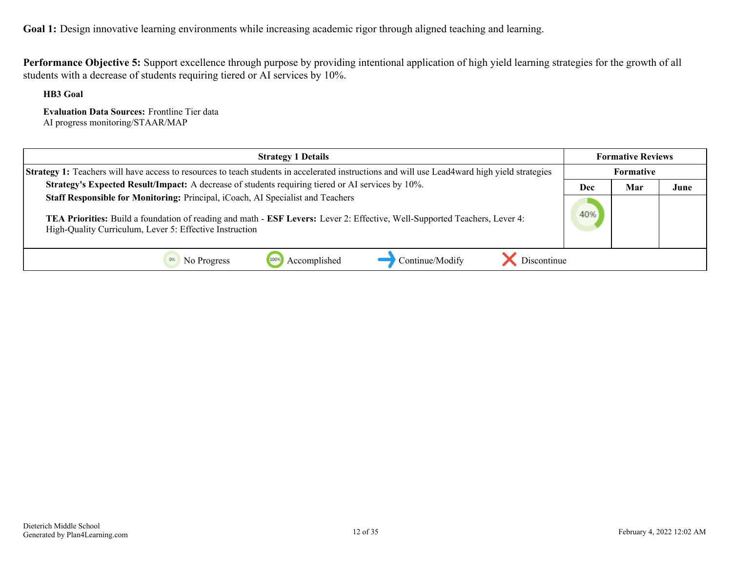**Goal 1:** Design innovative learning environments while increasing academic rigor through aligned teaching and learning.

**Performance Objective 5:** Support excellence through purpose by providing intentional application of high yield learning strategies for the growth of all students with a decrease of students requiring tiered or AI services by 10%.

**HB3 Goal**

**Evaluation Data Sources:** Frontline Tier data
AI progress monitoring/STAAR/MAP

| Strategy 1 Details | Formative Reviews | | |
|---|---|---|---|
| | Formative | | |
| **Strategy 1:** Teachers will have access to resources to teach students in accelerated instructions and will use Lead4ward high yield strategies<br>**Strategy's Expected Result/Impact:** A decrease of students requiring tiered or AI services by 10%.<br>**Staff Responsible for Monitoring:** Principal, iCoach, AI Specialist and Teachers<br><br>**TEA Priorities:** Build a foundation of reading and math - **ESF Levers:** Lever 2: Effective, Well-Supported Teachers, Lever 4: High-Quality Curriculum, Lever 5: Effective Instruction | Dec | Mar | June |
| | 40% | | |

0% No Progress | 100% Accomplished | Continue/Modify | Discontinue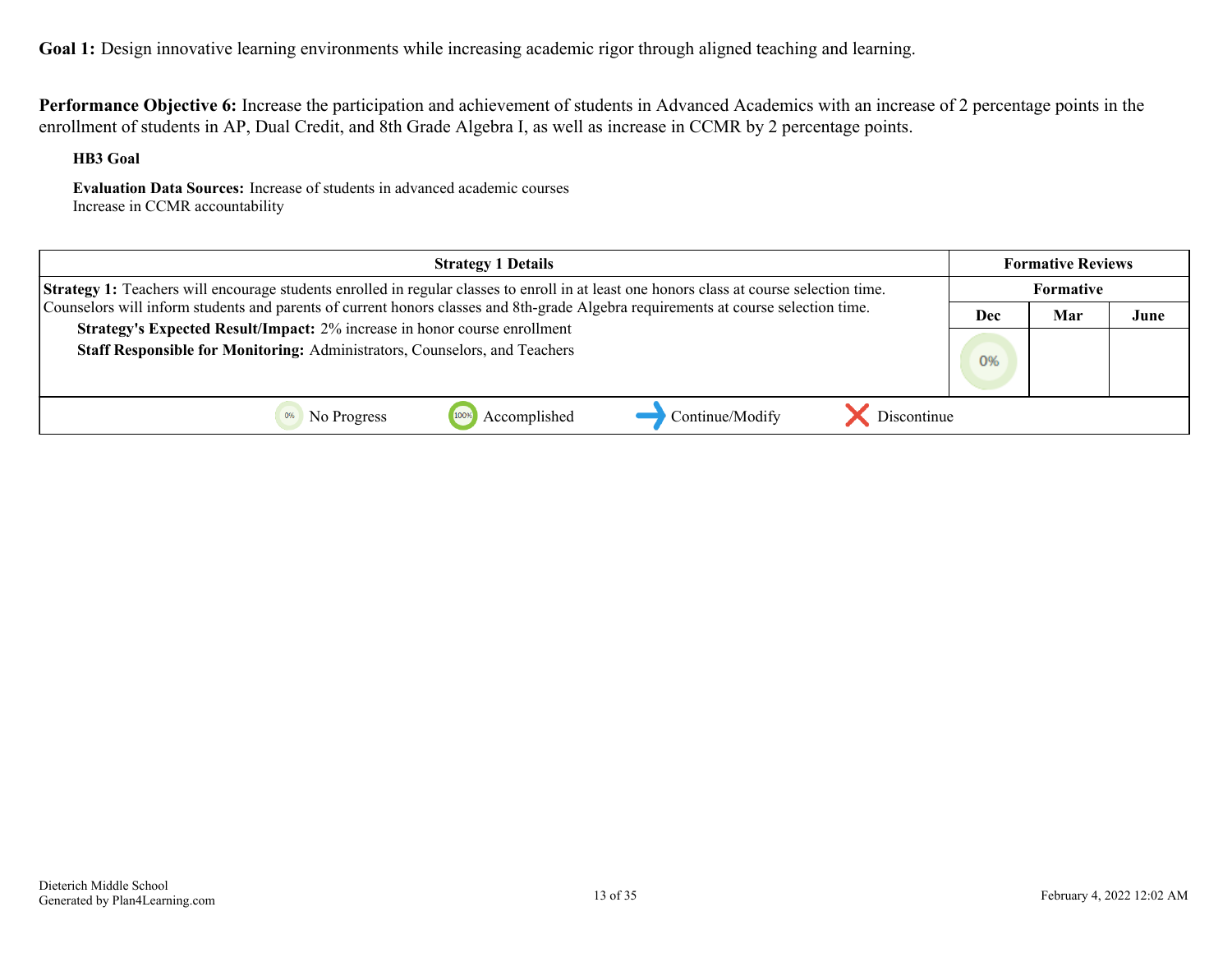**Goal 1:** Design innovative learning environments while increasing academic rigor through aligned teaching and learning.

**Performance Objective 6:** Increase the participation and achievement of students in Advanced Academics with an increase of 2 percentage points in the enrollment of students in AP, Dual Credit, and 8th Grade Algebra I, as well as increase in CCMR by 2 percentage points.

**HB3 Goal**

**Evaluation Data Sources:** Increase of students in advanced academic courses
Increase in CCMR accountability

| Strategy 1 Details | Formative Reviews | | |
|---|---|---|---|
| | Formative | | |
| **Strategy 1:** Teachers will encourage students enrolled in regular classes to enroll in at least one honors class at course selection time. Counselors will inform students and parents of current honors classes and 8th-grade Algebra requirements at course selection time.<br>**Strategy's Expected Result/Impact:** 2% increase in honor course enrollment<br>**Staff Responsible for Monitoring:** Administrators, Counselors, and Teachers | Dec | Mar | June |
| | 0% | | |

0% No Progress | 100% Accomplished | Continue/Modify | Discontinue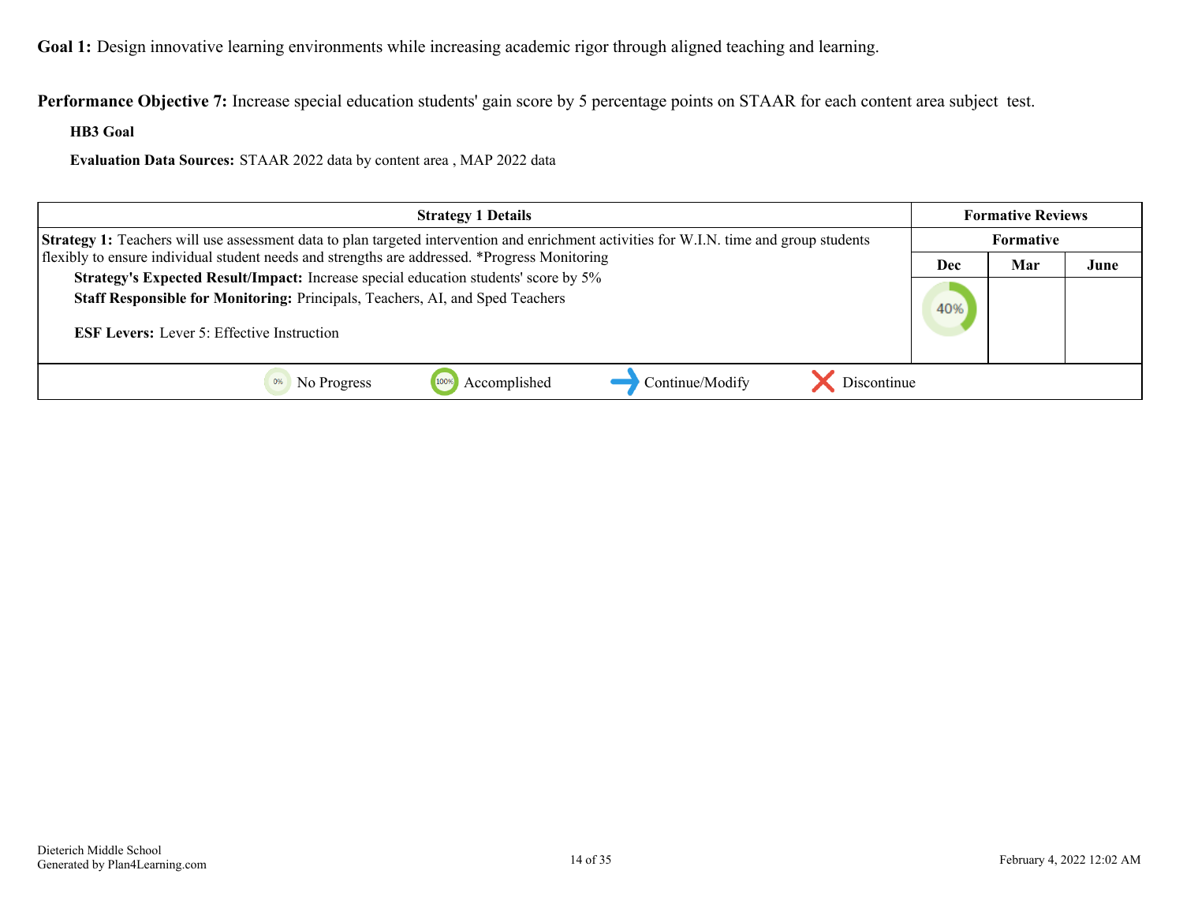**Goal 1:** Design innovative learning environments while increasing academic rigor through aligned teaching and learning.

**Performance Objective 7:** Increase special education students' gain score by 5 percentage points on STAAR for each content area subject test.

**HB3 Goal**

**Evaluation Data Sources:** STAAR 2022 data by content area , MAP 2022 data

| Strategy 1 Details | Formative Reviews | | |
|---|---|---|---|
| | Formative | | |
| | Dec | Mar | June |
| **Strategy 1:** Teachers will use assessment data to plan targeted intervention and enrichment activities for W.I.N. time and group students flexibly to ensure individual student needs and strengths are addressed. *Progress Monitoring<br>**Strategy's Expected Result/Impact:** Increase special education students' score by 5%<br>**Staff Responsible for Monitoring:** Principals, Teachers, AI, and Sped Teachers<br><br>**ESF Levers:** Lever 5: Effective Instruction | 40% | | |
| 0% No Progress &nbsp;&nbsp; 100% Accomplished &nbsp;&nbsp; → Continue/Modify &nbsp;&nbsp; ✕ Discontinue | | | |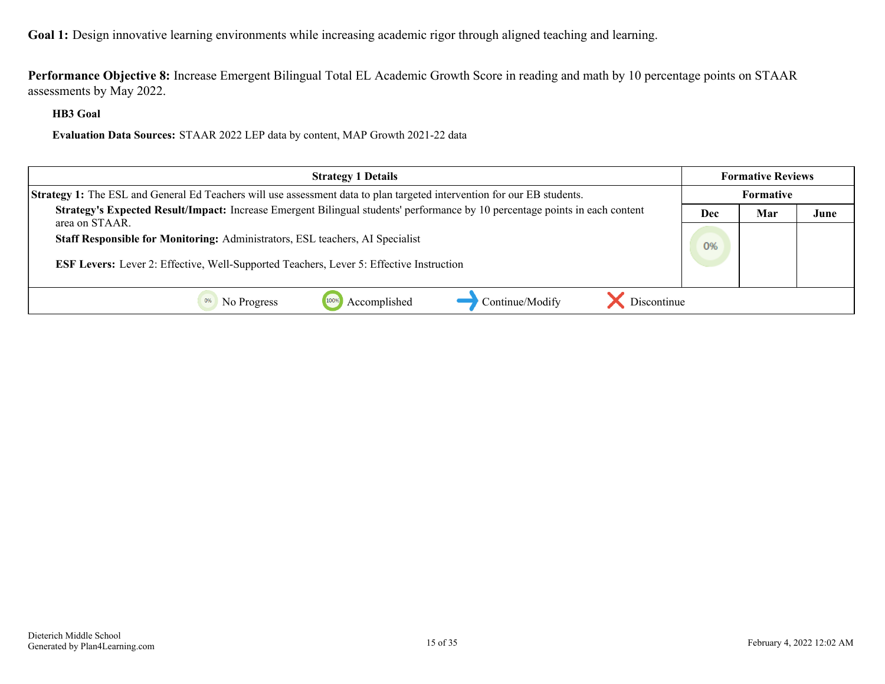**Goal 1:** Design innovative learning environments while increasing academic rigor through aligned teaching and learning.

**Performance Objective 8:** Increase Emergent Bilingual Total EL Academic Growth Score in reading and math by 10 percentage points on STAAR assessments by May 2022.

**HB3 Goal**

**Evaluation Data Sources:** STAAR 2022 LEP data by content, MAP Growth 2021-22 data

| Strategy 1 Details | Formative Reviews | | |
|---|---|---|---|
| | Formative | | |
| | Dec | Mar | June |
| **Strategy 1:** The ESL and General Ed Teachers will use assessment data to plan targeted intervention for our EB students.<br>**Strategy's Expected Result/Impact:** Increase Emergent Bilingual students' performance by 10 percentage points in each content area on STAAR.<br>**Staff Responsible for Monitoring:** Administrators, ESL teachers, AI Specialist<br>**ESF Levers:** Lever 2: Effective, Well-Supported Teachers, Lever 5: Effective Instruction | 0% | | |

0% No Progress | 100% Accomplished | Continue/Modify | Discontinue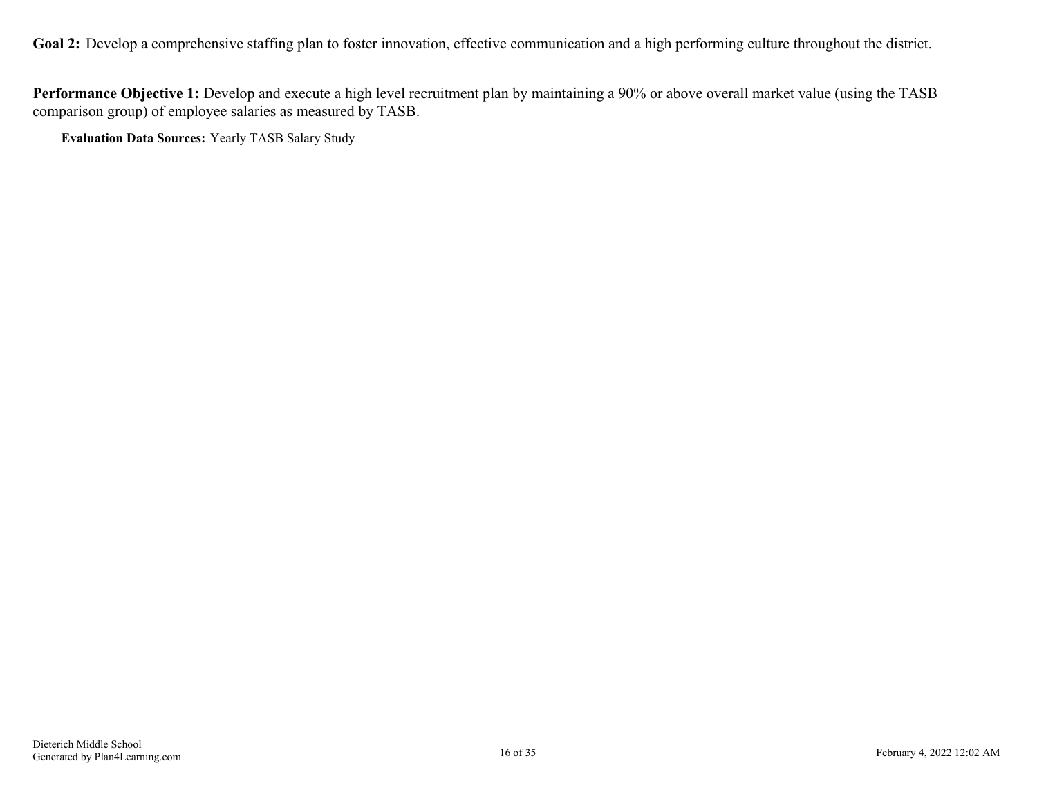**Goal 2:** Develop a comprehensive staffing plan to foster innovation, effective communication and a high performing culture throughout the district.

**Performance Objective 1:** Develop and execute a high level recruitment plan by maintaining a 90% or above overall market value (using the TASB comparison group) of employee salaries as measured by TASB.

**Evaluation Data Sources:** Yearly TASB Salary Study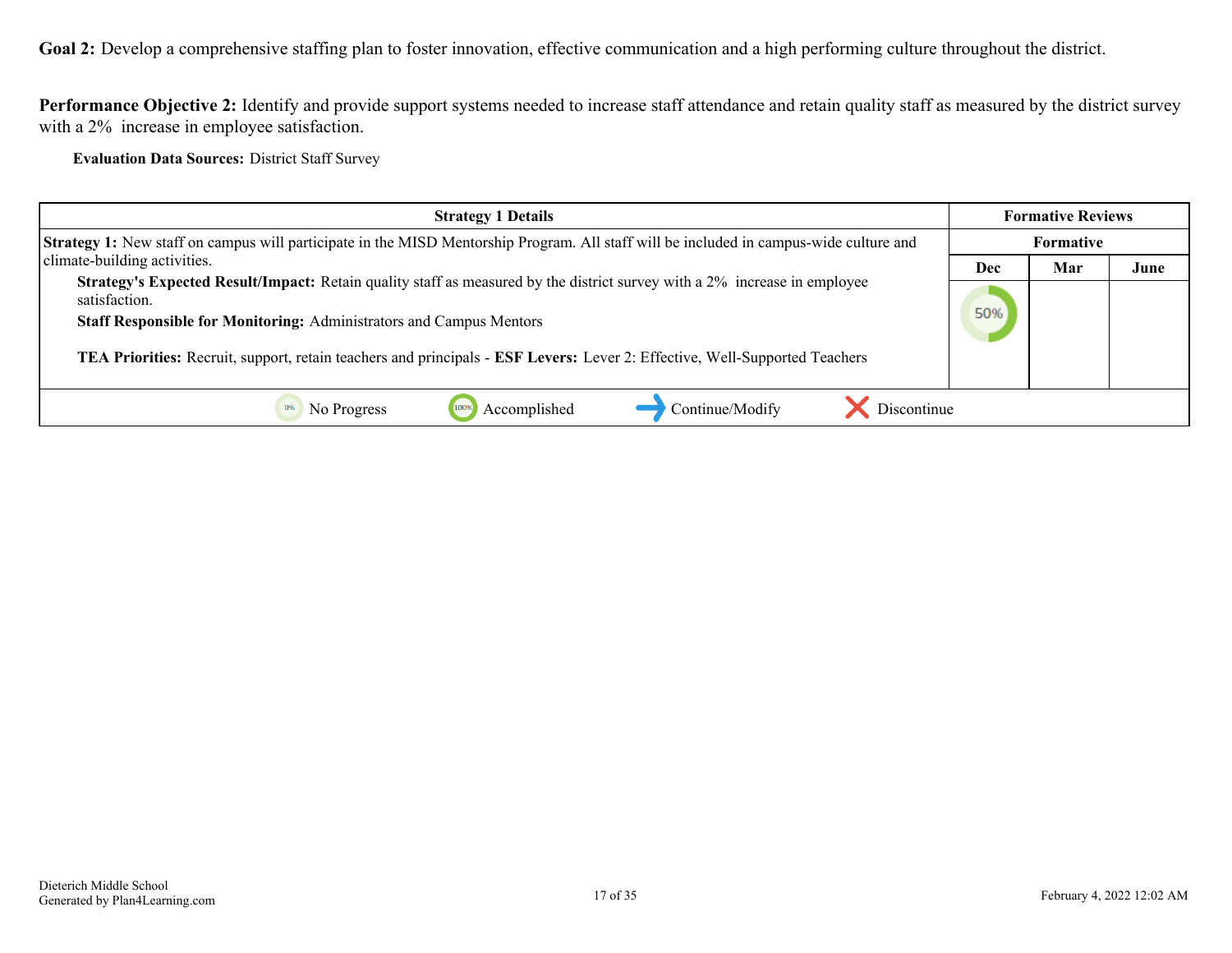**Goal 2:** Develop a comprehensive staffing plan to foster innovation, effective communication and a high performing culture throughout the district.

**Performance Objective 2:** Identify and provide support systems needed to increase staff attendance and retain quality staff as measured by the district survey with a 2%  increase in employee satisfaction.

**Evaluation Data Sources:** District Staff Survey

| Strategy 1 Details | Formative Reviews | | |
|---|---|---|---|
| | Formative | | |
| | Dec | Mar | June |
| **Strategy 1:** New staff on campus will participate in the MISD Mentorship Program. All staff will be included in campus-wide culture and climate-building activities.<br>**Strategy's Expected Result/Impact:** Retain quality staff as measured by the district survey with a 2%  increase in employee satisfaction.<br>**Staff Responsible for Monitoring:** Administrators and Campus Mentors<br><br>**TEA Priorities:** Recruit, support, retain teachers and principals - **ESF Levers:** Lever 2: Effective, Well-Supported Teachers | 50% | | |
| 0% No Progress &nbsp;&nbsp; 100% Accomplished &nbsp;&nbsp; Continue/Modify &nbsp;&nbsp; Discontinue | | | |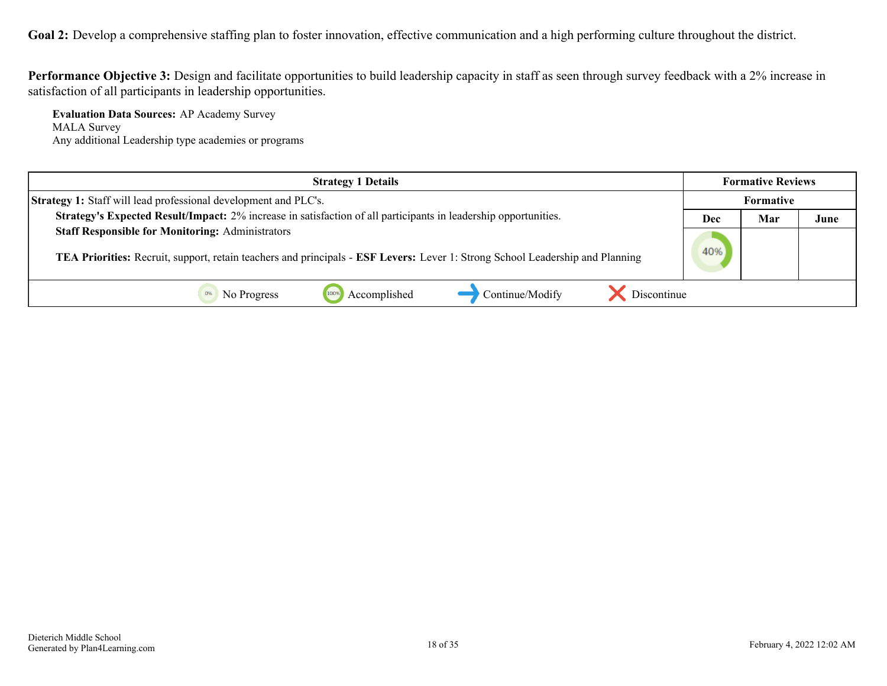**Goal 2:** Develop a comprehensive staffing plan to foster innovation, effective communication and a high performing culture throughout the district.

**Performance Objective 3:** Design and facilitate opportunities to build leadership capacity in staff as seen through survey feedback with a 2% increase in satisfaction of all participants in leadership opportunities.

**Evaluation Data Sources:** AP Academy Survey
MALA Survey
Any additional Leadership type academies or programs

| Strategy 1 Details | Formative Reviews | | |
|---|---|---|---|
| | Formative | | |
| | Dec | Mar | June |
| **Strategy 1:** Staff will lead professional development and PLC's.<br>**Strategy's Expected Result/Impact:** 2% increase in satisfaction of all participants in leadership opportunities.<br>**Staff Responsible for Monitoring:** Administrators<br><br>**TEA Priorities:** Recruit, support, retain teachers and principals - **ESF Levers:** Lever 1: Strong School Leadership and Planning | 40% | | |

0% No Progress | 100% Accomplished | Continue/Modify | Discontinue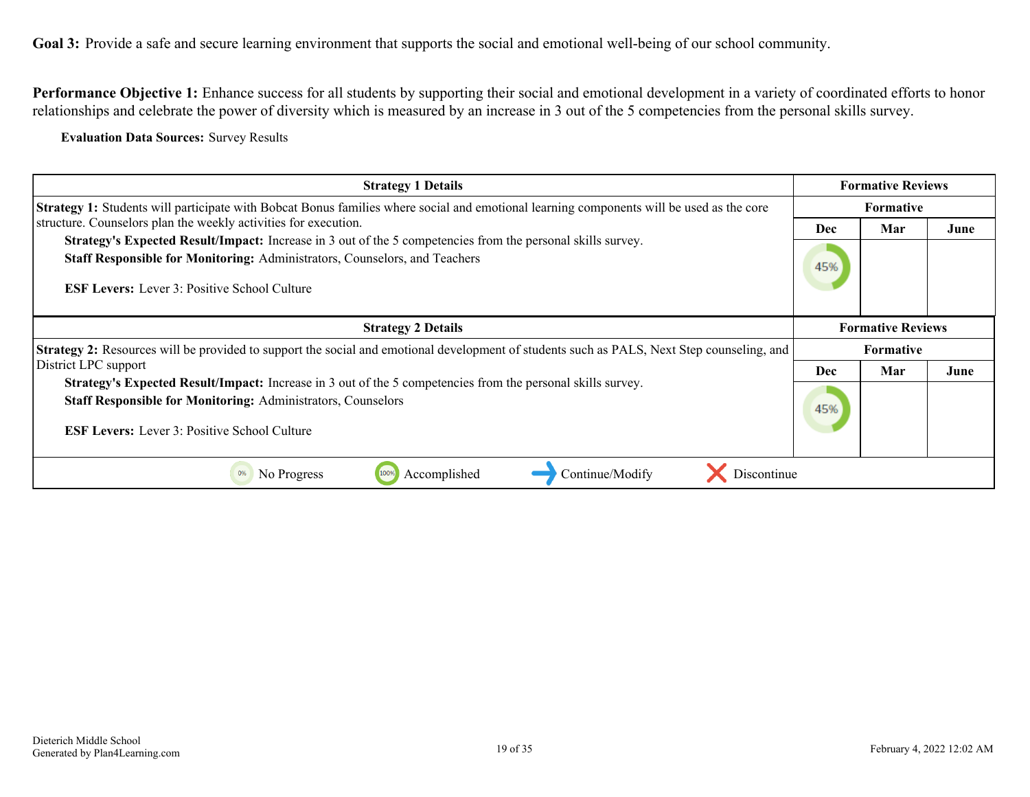**Goal 3:** Provide a safe and secure learning environment that supports the social and emotional well-being of our school community.

**Performance Objective 1:** Enhance success for all students by supporting their social and emotional development in a variety of coordinated efforts to honor relationships and celebrate the power of diversity which is measured by an increase in 3 out of the 5 competencies from the personal skills survey.

**Evaluation Data Sources:** Survey Results

| Strategy 1 Details | Formative Reviews | | |
|---|---|---|---|
| | Formative | | |
| | Dec | Mar | June |
| **Strategy 1:** Students will participate with Bobcat Bonus families where social and emotional learning components will be used as the core structure. Counselors plan the weekly activities for execution.<br>**Strategy's Expected Result/Impact:** Increase in 3 out of the 5 competencies from the personal skills survey.<br>**Staff Responsible for Monitoring:** Administrators, Counselors, and Teachers<br>**ESF Levers:** Lever 3: Positive School Culture | 45% | | |

| Strategy 2 Details | Formative Reviews | | |
|---|---|---|---|
| | Formative | | |
| | Dec | Mar | June |
| **Strategy 2:** Resources will be provided to support the social and emotional development of students such as PALS, Next Step counseling, and District LPC support<br>**Strategy's Expected Result/Impact:** Increase in 3 out of the 5 competencies from the personal skills survey.<br>**Staff Responsible for Monitoring:** Administrators, Counselors<br>**ESF Levers:** Lever 3: Positive School Culture | 45% | | |

0% No Progress | 100% Accomplished | Continue/Modify | Discontinue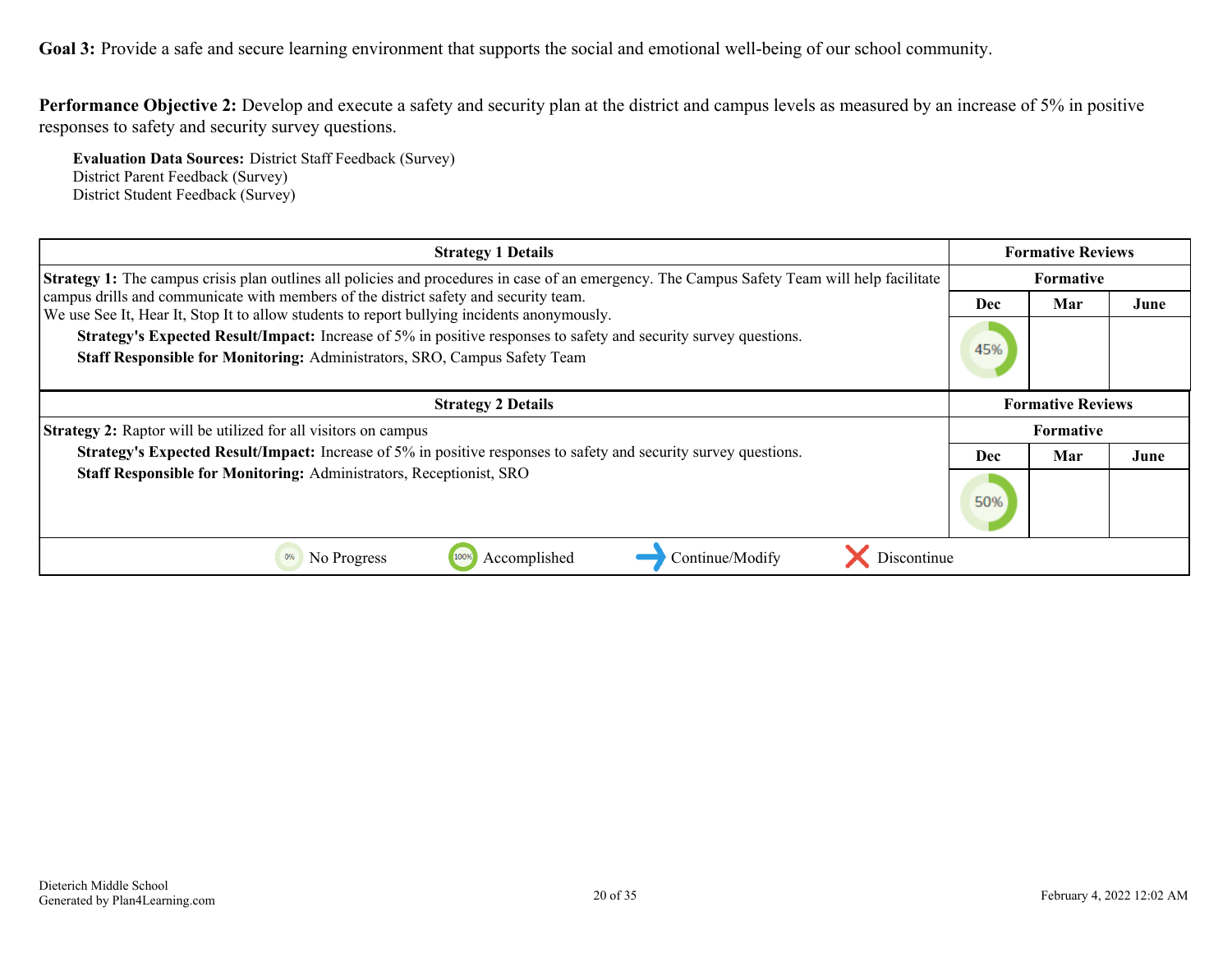**Goal 3:** Provide a safe and secure learning environment that supports the social and emotional well-being of our school community.

**Performance Objective 2:** Develop and execute a safety and security plan at the district and campus levels as measured by an increase of 5% in positive responses to safety and security survey questions.

**Evaluation Data Sources:** District Staff Feedback (Survey)
District Parent Feedback (Survey)
District Student Feedback (Survey)

| Strategy 1 Details | Formative Reviews | | |
|---|---|---|---|
| | Formative | | |
| | Dec | Mar | June |
| **Strategy 1:** The campus crisis plan outlines all policies and procedures in case of an emergency. The Campus Safety Team will help facilitate campus drills and communicate with members of the district safety and security team.<br>We use See It, Hear It, Stop It to allow students to report bullying incidents anonymously.<br>**Strategy's Expected Result/Impact:** Increase of 5% in positive responses to safety and security survey questions.<br>**Staff Responsible for Monitoring:** Administrators, SRO, Campus Safety Team | 45% | | |

| Strategy 2 Details | Formative Reviews | | |
|---|---|---|---|
| | Formative | | |
| | Dec | Mar | June |
| **Strategy 2:** Raptor will be utilized for all visitors on campus<br>**Strategy's Expected Result/Impact:** Increase of 5% in positive responses to safety and security survey questions.<br>**Staff Responsible for Monitoring:** Administrators, Receptionist, SRO | 50% | | |

0% No Progress | 100% Accomplished | Continue/Modify | Discontinue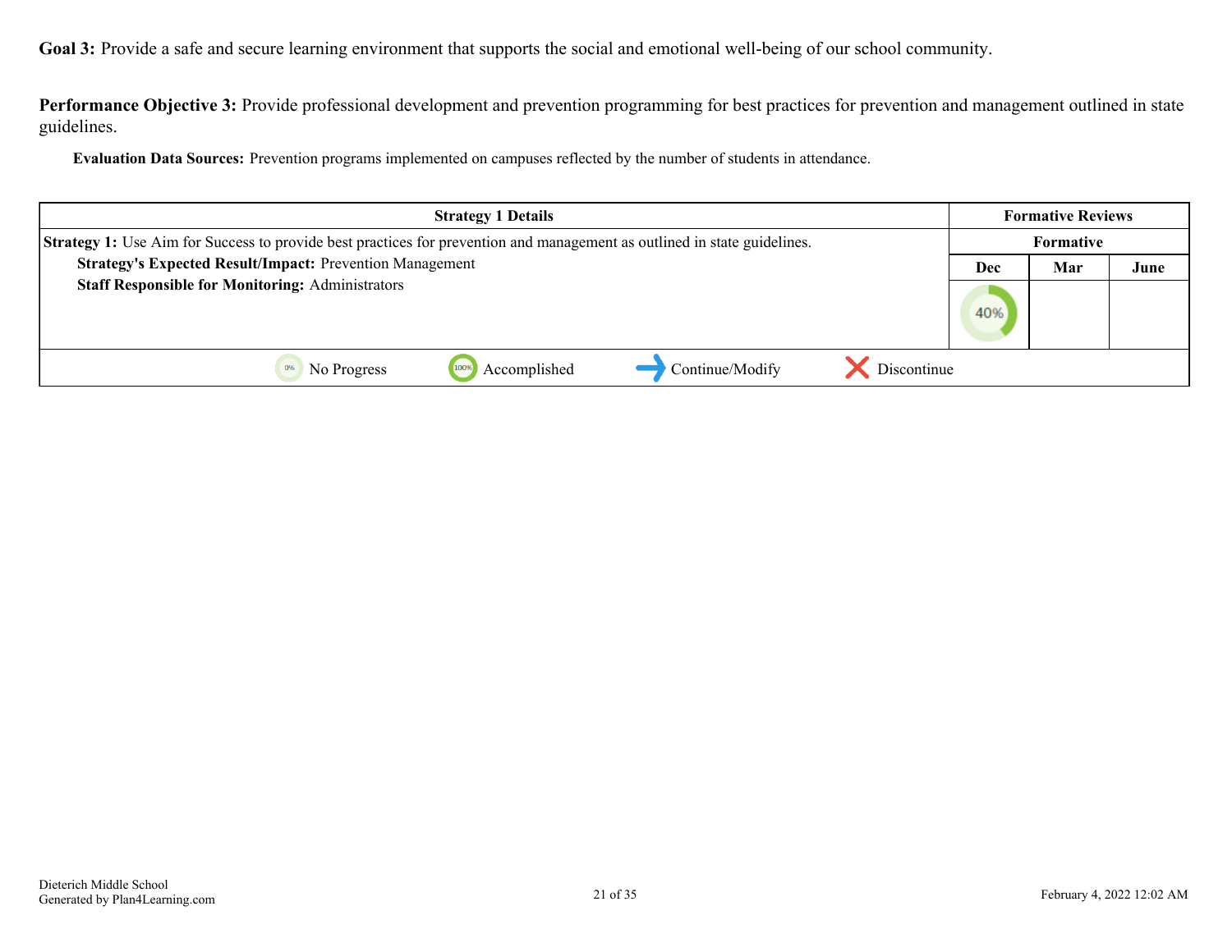**Goal 3:** Provide a safe and secure learning environment that supports the social and emotional well-being of our school community.

**Performance Objective 3:** Provide professional development and prevention programming for best practices for prevention and management outlined in state guidelines.

**Evaluation Data Sources:** Prevention programs implemented on campuses reflected by the number of students in attendance.

| Strategy 1 Details | Formative Reviews | | |
|---|---|---|---|
| | Formative | | |
| **Strategy 1:** Use Aim for Success to provide best practices for prevention and management as outlined in state guidelines.<br>**Strategy's Expected Result/Impact:** Prevention Management<br>**Staff Responsible for Monitoring:** Administrators | Dec | Mar | June |
| | 40% | | |

0% No Progress | 100% Accomplished | Continue/Modify | Discontinue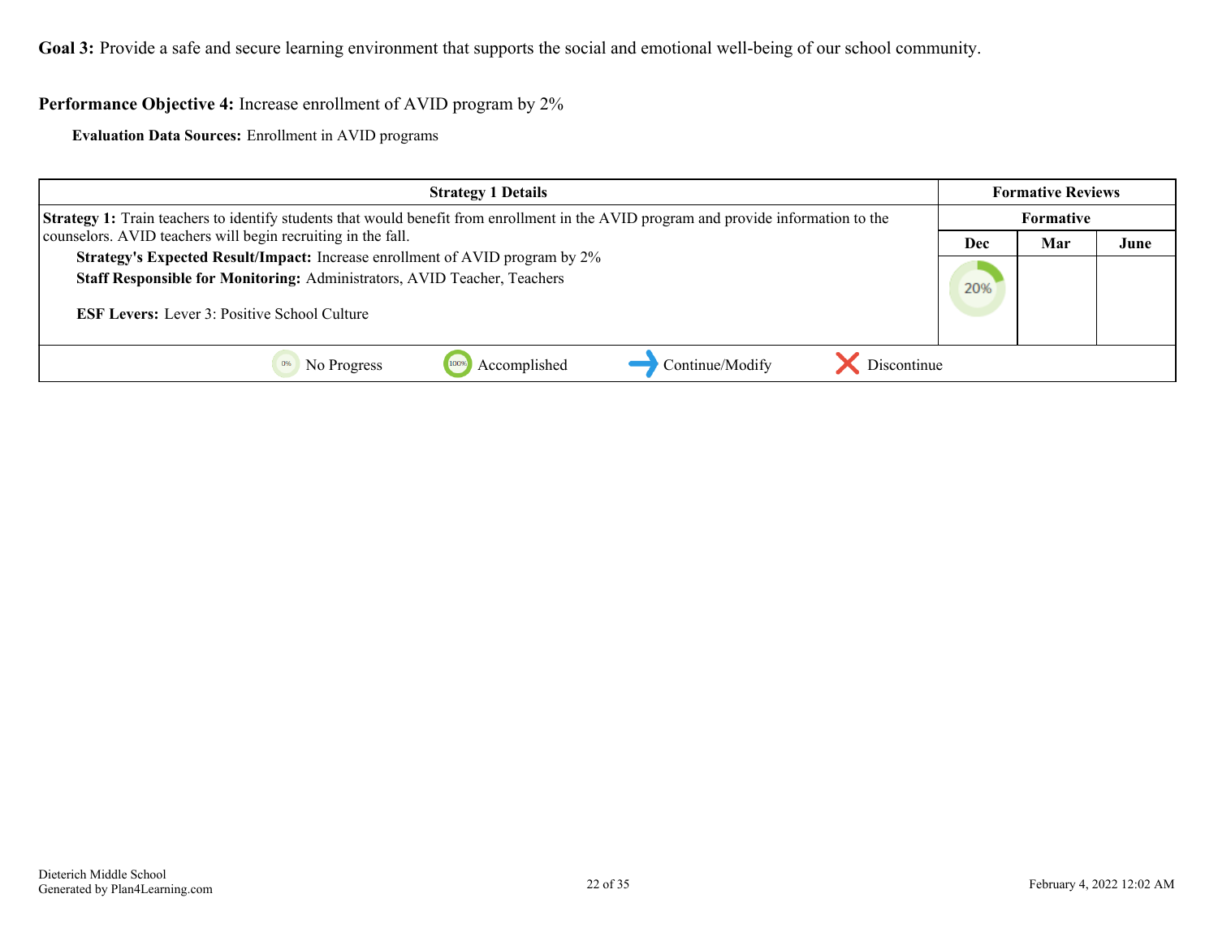**Goal 3:** Provide a safe and secure learning environment that supports the social and emotional well-being of our school community.

**Performance Objective 4:** Increase enrollment of AVID program by 2%

**Evaluation Data Sources:** Enrollment in AVID programs

| Strategy 1 Details | Formative Reviews | | |
|---|---|---|---|
| | Formative | | |
| | Dec | Mar | June |
| **Strategy 1:** Train teachers to identify students that would benefit from enrollment in the AVID program and provide information to the counselors. AVID teachers will begin recruiting in the fall.<br>**Strategy's Expected Result/Impact:** Increase enrollment of AVID program by 2%<br>**Staff Responsible for Monitoring:** Administrators, AVID Teacher, Teachers<br><br>**ESF Levers:** Lever 3: Positive School Culture | 20% | | |

0% No Progress | 100% Accomplished | Continue/Modify | Discontinue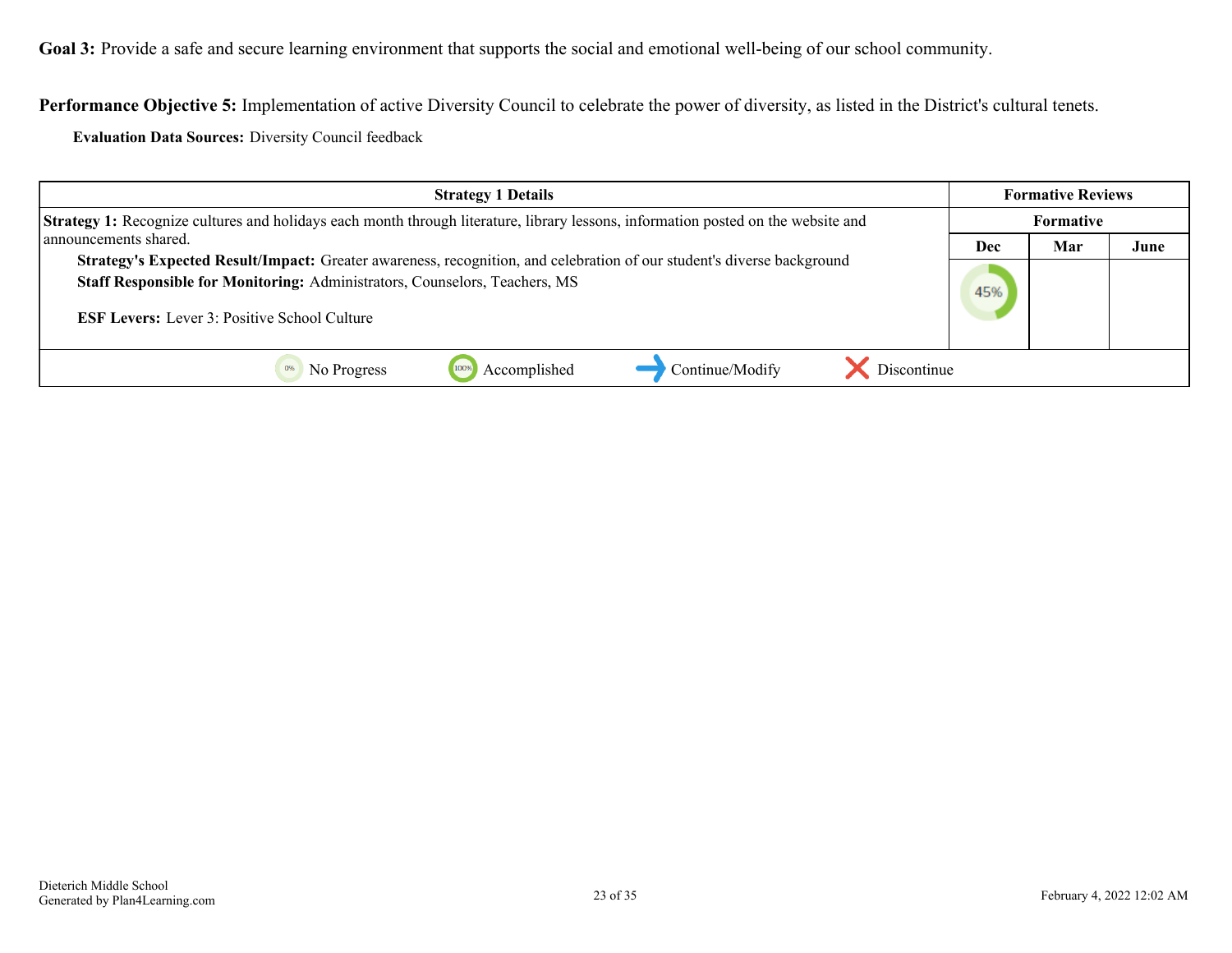**Goal 3:** Provide a safe and secure learning environment that supports the social and emotional well-being of our school community.

**Performance Objective 5:** Implementation of active Diversity Council to celebrate the power of diversity, as listed in the District's cultural tenets.

**Evaluation Data Sources:** Diversity Council feedback

| Strategy 1 Details | Formative Reviews | | |
|---|---|---|---|
| | Formative | | |
| | Dec | Mar | June |
| **Strategy 1:** Recognize cultures and holidays each month through literature, library lessons, information posted on the website and announcements shared.<br>**Strategy's Expected Result/Impact:** Greater awareness, recognition, and celebration of our student's diverse background<br>**Staff Responsible for Monitoring:** Administrators, Counselors, Teachers, MS<br><br>**ESF Levers:** Lever 3: Positive School Culture | 45% | | |
| 0% No Progress &nbsp;&nbsp; 100% Accomplished &nbsp;&nbsp; Continue/Modify &nbsp;&nbsp; Discontinue | | | |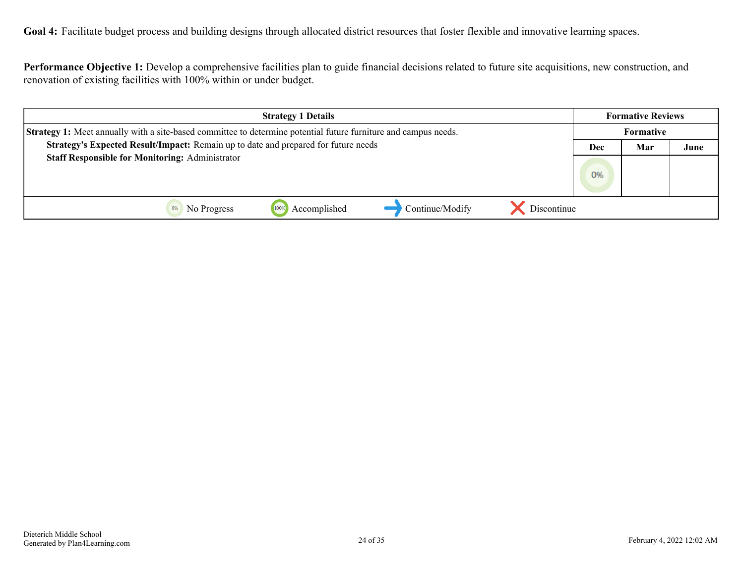**Goal 4:** Facilitate budget process and building designs through allocated district resources that foster flexible and innovative learning spaces.

**Performance Objective 1:** Develop a comprehensive facilities plan to guide financial decisions related to future site acquisitions, new construction, and renovation of existing facilities with 100% within or under budget.

| Strategy 1 Details | Formative Reviews | | |
|---|---|---|---|
| | Formative | | |
| | Dec | Mar | June |
| **Strategy 1:** Meet annually with a site-based committee to determine potential future furniture and campus needs.<br>**Strategy's Expected Result/Impact:** Remain up to date and prepared for future needs<br>**Staff Responsible for Monitoring:** Administrator | 0% | | |

0% No Progress &nbsp;&nbsp; 100% Accomplished &nbsp;&nbsp; Continue/Modify &nbsp;&nbsp; Discontinue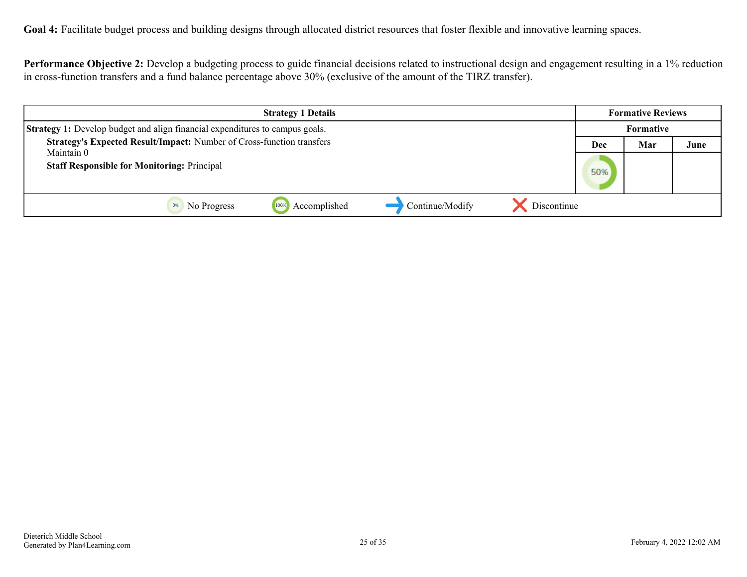**Goal 4:** Facilitate budget process and building designs through allocated district resources that foster flexible and innovative learning spaces.

**Performance Objective 2:** Develop a budgeting process to guide financial decisions related to instructional design and engagement resulting in a 1% reduction in cross-function transfers and a fund balance percentage above 30% (exclusive of the amount of the TIRZ transfer).

| Strategy 1 Details | Formative Reviews | | |
|---|---|---|---|
| | Formative | | |
| | Dec | Mar | June |
| **Strategy 1:** Develop budget and align financial expenditures to campus goals.<br>**Strategy's Expected Result/Impact:** Number of Cross-function transfers<br>Maintain 0<br>**Staff Responsible for Monitoring:** Principal | 50% | | |

0% No Progress | 100% Accomplished | Continue/Modify | Discontinue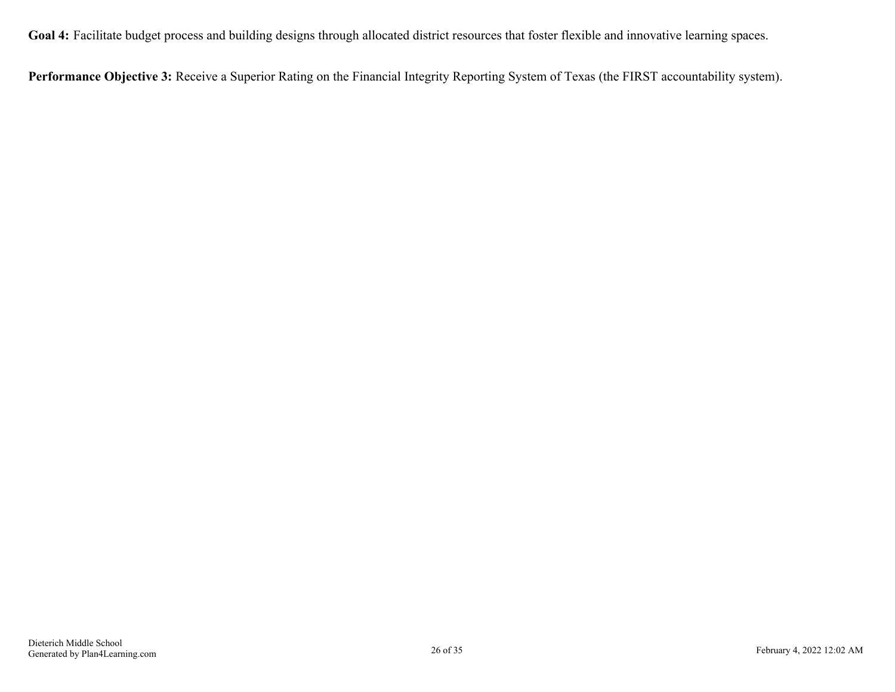**Goal 4:** Facilitate budget process and building designs through allocated district resources that foster flexible and innovative learning spaces.

**Performance Objective 3:** Receive a Superior Rating on the Financial Integrity Reporting System of Texas (the FIRST accountability system).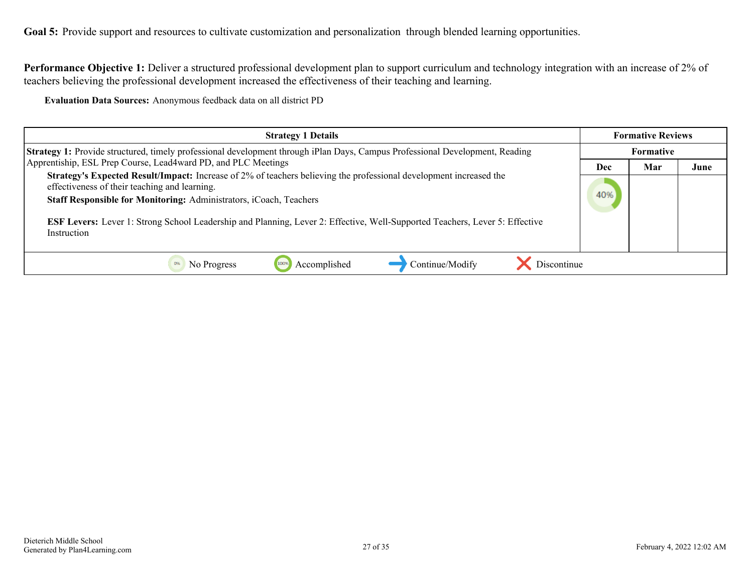**Goal 5:** Provide support and resources to cultivate customization and personalization through blended learning opportunities.

**Performance Objective 1:** Deliver a structured professional development plan to support curriculum and technology integration with an increase of 2% of teachers believing the professional development increased the effectiveness of their teaching and learning.

**Evaluation Data Sources:** Anonymous feedback data on all district PD

| Strategy 1 Details | Formative Reviews | | |
|---|---|---|---|
| | Formative | | |
| | Dec | Mar | June |
| **Strategy 1:** Provide structured, timely professional development through iPlan Days, Campus Professional Development, Reading Apprentiship, ESL Prep Course, Lead4ward PD, and PLC Meetings<br>**Strategy's Expected Result/Impact:** Increase of 2% of teachers believing the professional development increased the effectiveness of their teaching and learning.<br>**Staff Responsible for Monitoring:** Administrators, iCoach, Teachers<br>**ESF Levers:** Lever 1: Strong School Leadership and Planning, Lever 2: Effective, Well-Supported Teachers, Lever 5: Effective Instruction | 40% | | |

0% No Progress | 100% Accomplished | Continue/Modify | Discontinue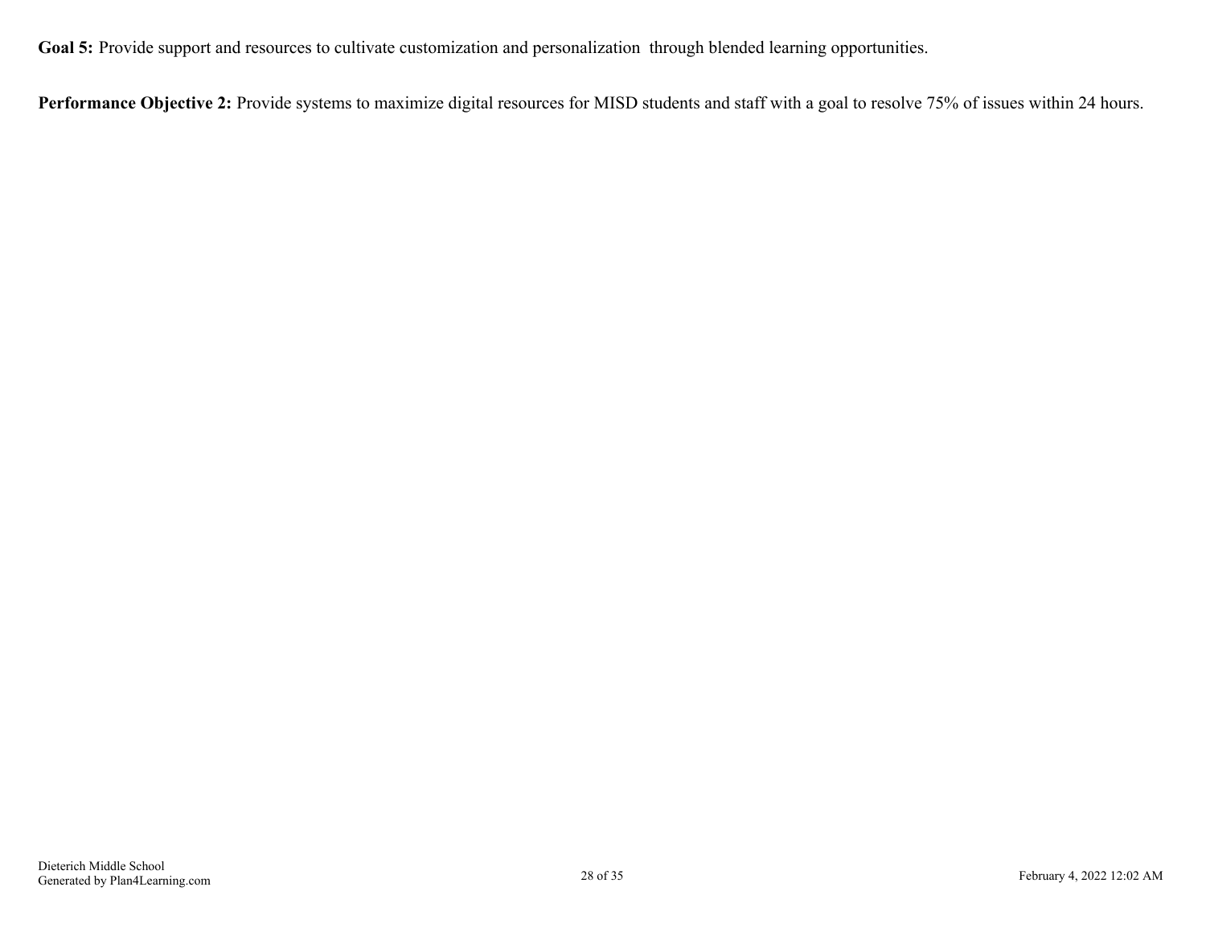**Goal 5:** Provide support and resources to cultivate customization and personalization through blended learning opportunities.

**Performance Objective 2:** Provide systems to maximize digital resources for MISD students and staff with a goal to resolve 75% of issues within 24 hours.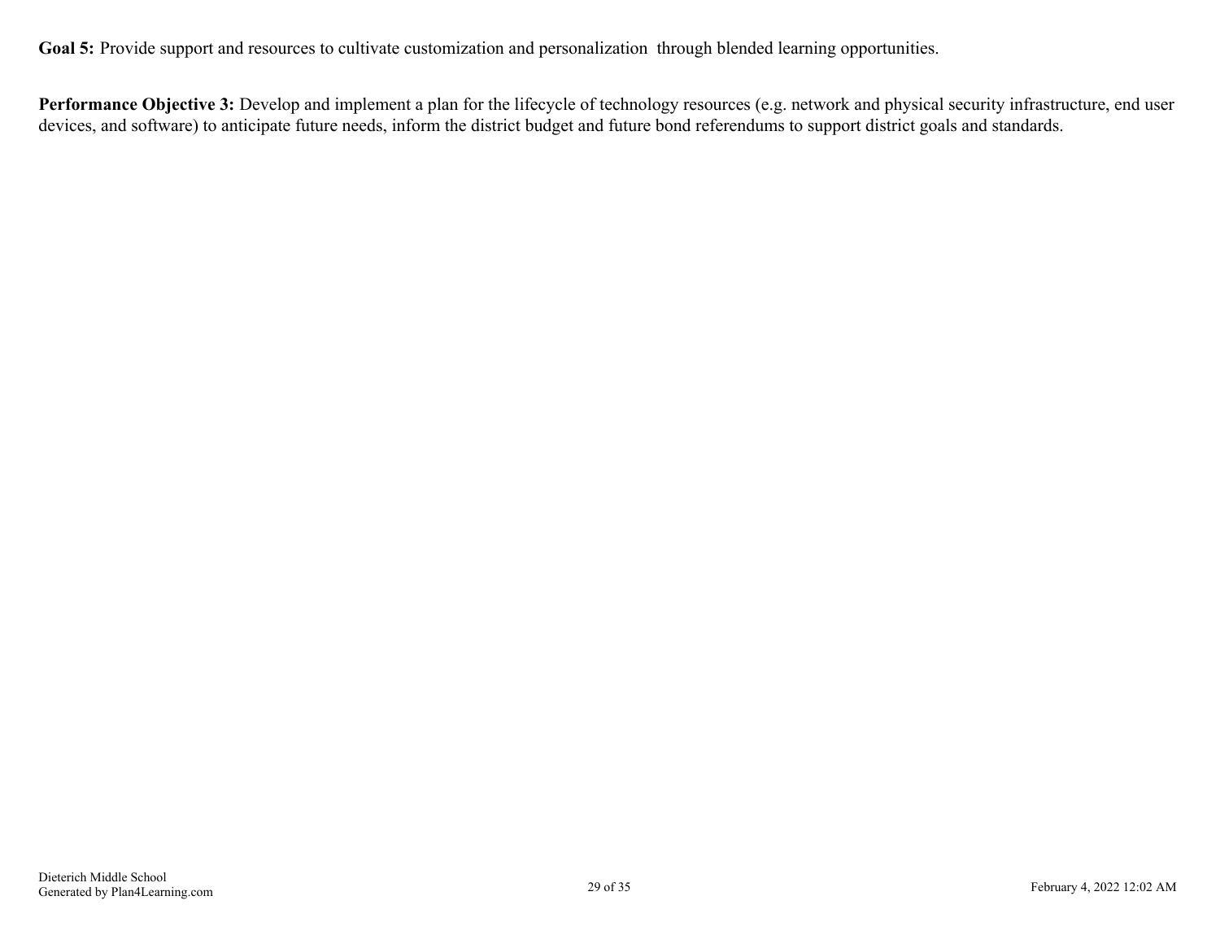**Goal 5:** Provide support and resources to cultivate customization and personalization through blended learning opportunities.

**Performance Objective 3:** Develop and implement a plan for the lifecycle of technology resources (e.g. network and physical security infrastructure, end user devices, and software) to anticipate future needs, inform the district budget and future bond referendums to support district goals and standards.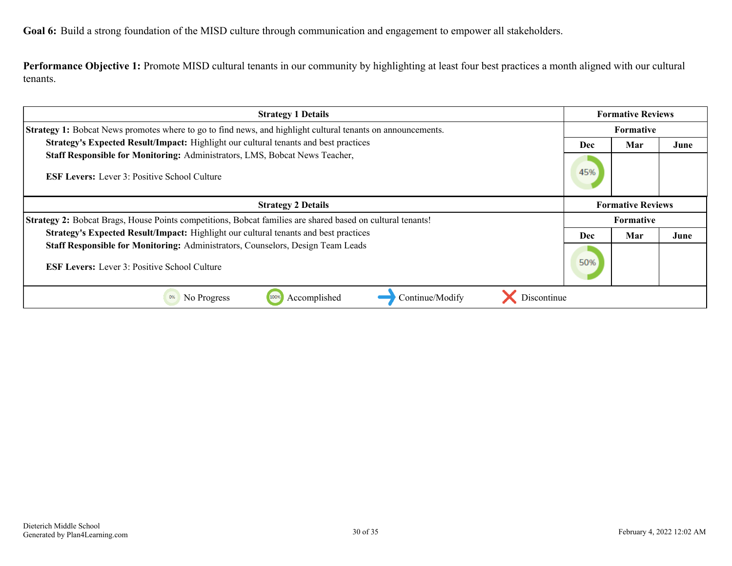**Goal 6:** Build a strong foundation of the MISD culture through communication and engagement to empower all stakeholders.

**Performance Objective 1:** Promote MISD cultural tenants in our community by highlighting at least four best practices a month aligned with our cultural tenants.

| Strategy 1 Details | Formative Reviews | | |
|---|---|---|---|
| **Strategy 1:** Bobcat News promotes where to go to find news, and highlight cultural tenants on announcements.<br>**Strategy's Expected Result/Impact:** Highlight our cultural tenants and best practices<br>**Staff Responsible for Monitoring:** Administrators, LMS, Bobcat News Teacher,<br><br>**ESF Levers:** Lever 3: Positive School Culture | Formative | | |
| | Dec | Mar | June |
| | 45% | | |

| Strategy 2 Details | Formative Reviews | | |
|---|---|---|---|
| **Strategy 2:** Bobcat Brags, House Points competitions, Bobcat families are shared based on cultural tenants!<br>**Strategy's Expected Result/Impact:** Highlight our cultural tenants and best practices<br>**Staff Responsible for Monitoring:** Administrators, Counselors, Design Team Leads<br><br>**ESF Levers:** Lever 3: Positive School Culture | Formative | | |
| | Dec | Mar | June |
| | 50% | | |

0% No Progress | 100% Accomplished | Continue/Modify | Discontinue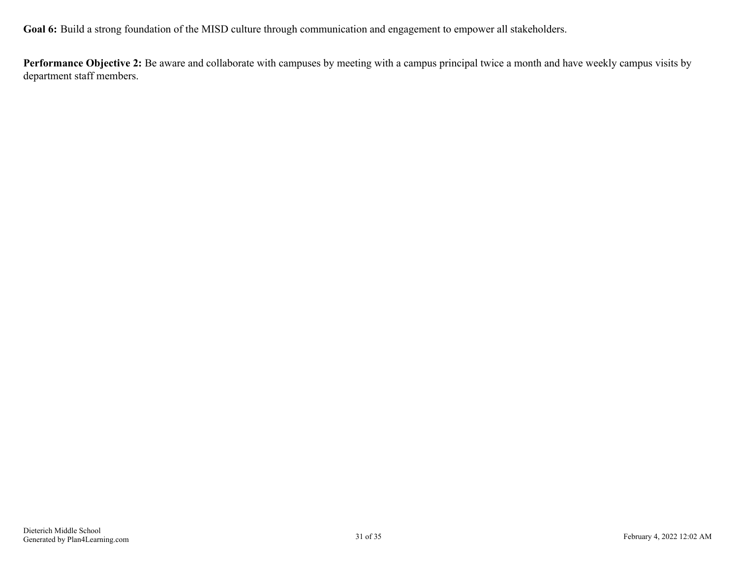**Goal 6:** Build a strong foundation of the MISD culture through communication and engagement to empower all stakeholders.

**Performance Objective 2:** Be aware and collaborate with campuses by meeting with a campus principal twice a month and have weekly campus visits by department staff members.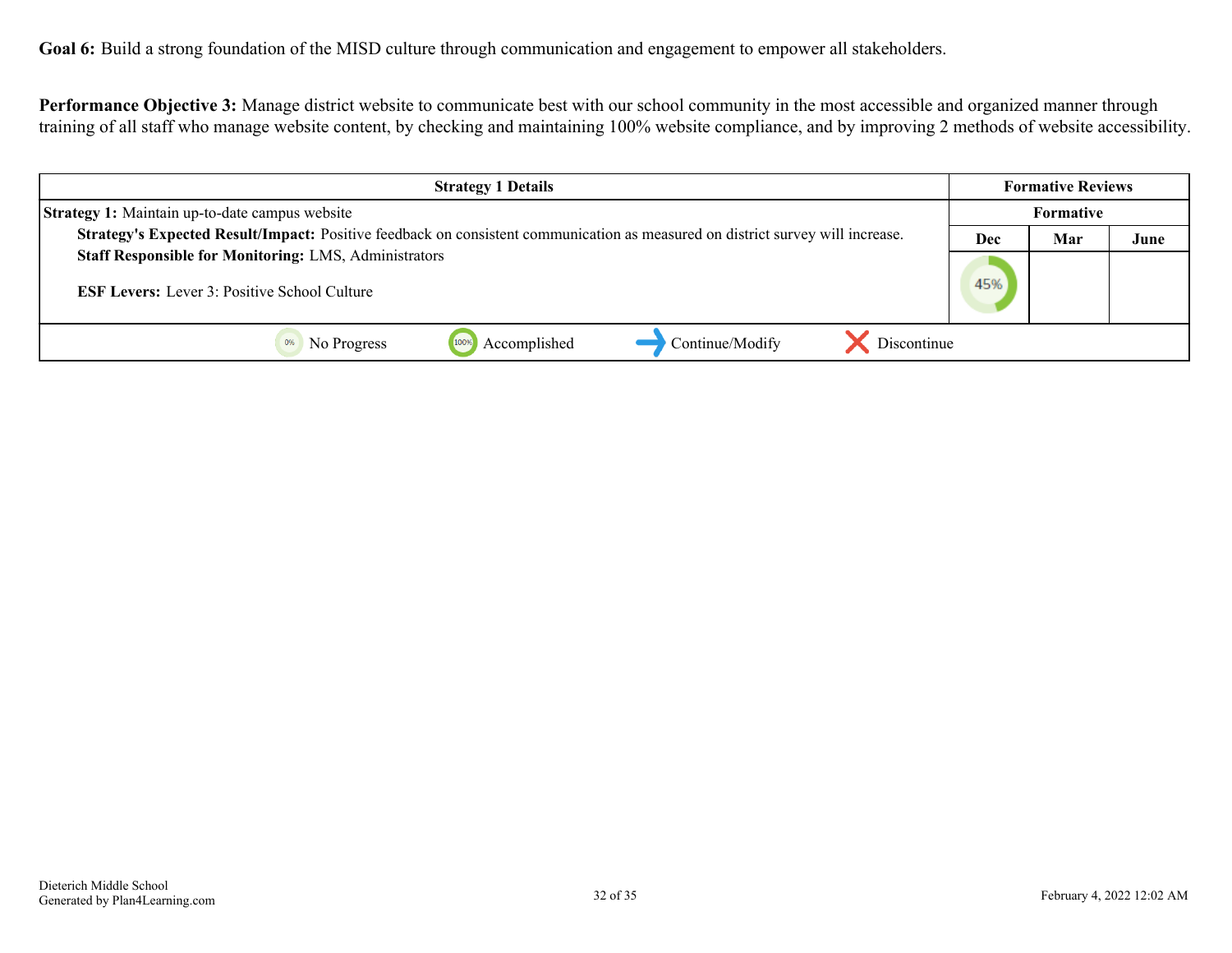**Goal 6:** Build a strong foundation of the MISD culture through communication and engagement to empower all stakeholders.

**Performance Objective 3:** Manage district website to communicate best with our school community in the most accessible and organized manner through training of all staff who manage website content, by checking and maintaining 100% website compliance, and by improving 2 methods of website accessibility.

| Strategy 1 Details | Formative Reviews | | |
|---|---|---|---|
| | Formative | | |
| | Dec | Mar | June |
| **Strategy 1:** Maintain up-to-date campus website<br>**Strategy's Expected Result/Impact:** Positive feedback on consistent communication as measured on district survey will increase.<br>**Staff Responsible for Monitoring:** LMS, Administrators<br><br>**ESF Levers:** Lever 3: Positive School Culture | 45% | | |

0% No Progress | 100% Accomplished | Continue/Modify | Discontinue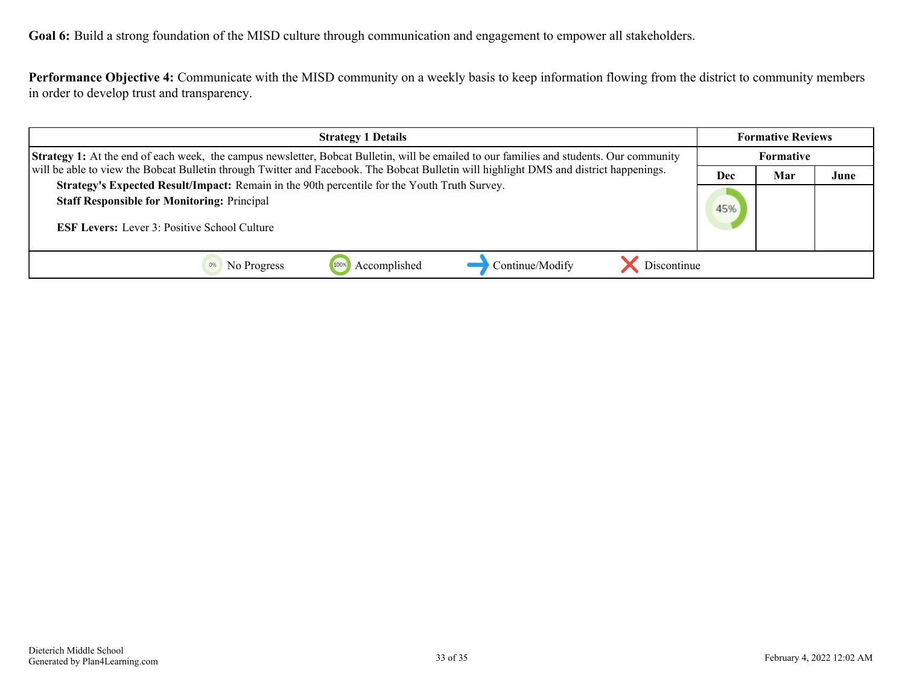**Goal 6:** Build a strong foundation of the MISD culture through communication and engagement to empower all stakeholders.

**Performance Objective 4:** Communicate with the MISD community on a weekly basis to keep information flowing from the district to community members in order to develop trust and transparency.

| Strategy 1 Details | Formative Reviews | | |
|---|---|---|---|
| | Formative | | |
| | Dec | Mar | June |
| **Strategy 1:** At the end of each week, the campus newsletter, Bobcat Bulletin, will be emailed to our families and students. Our community will be able to view the Bobcat Bulletin through Twitter and Facebook. The Bobcat Bulletin will highlight DMS and district happenings.<br>**Strategy's Expected Result/Impact:** Remain in the 90th percentile for the Youth Truth Survey.<br>**Staff Responsible for Monitoring:** Principal<br><br>**ESF Levers:** Lever 3: Positive School Culture | 45% | | |

0% No Progress | 100% Accomplished | Continue/Modify | Discontinue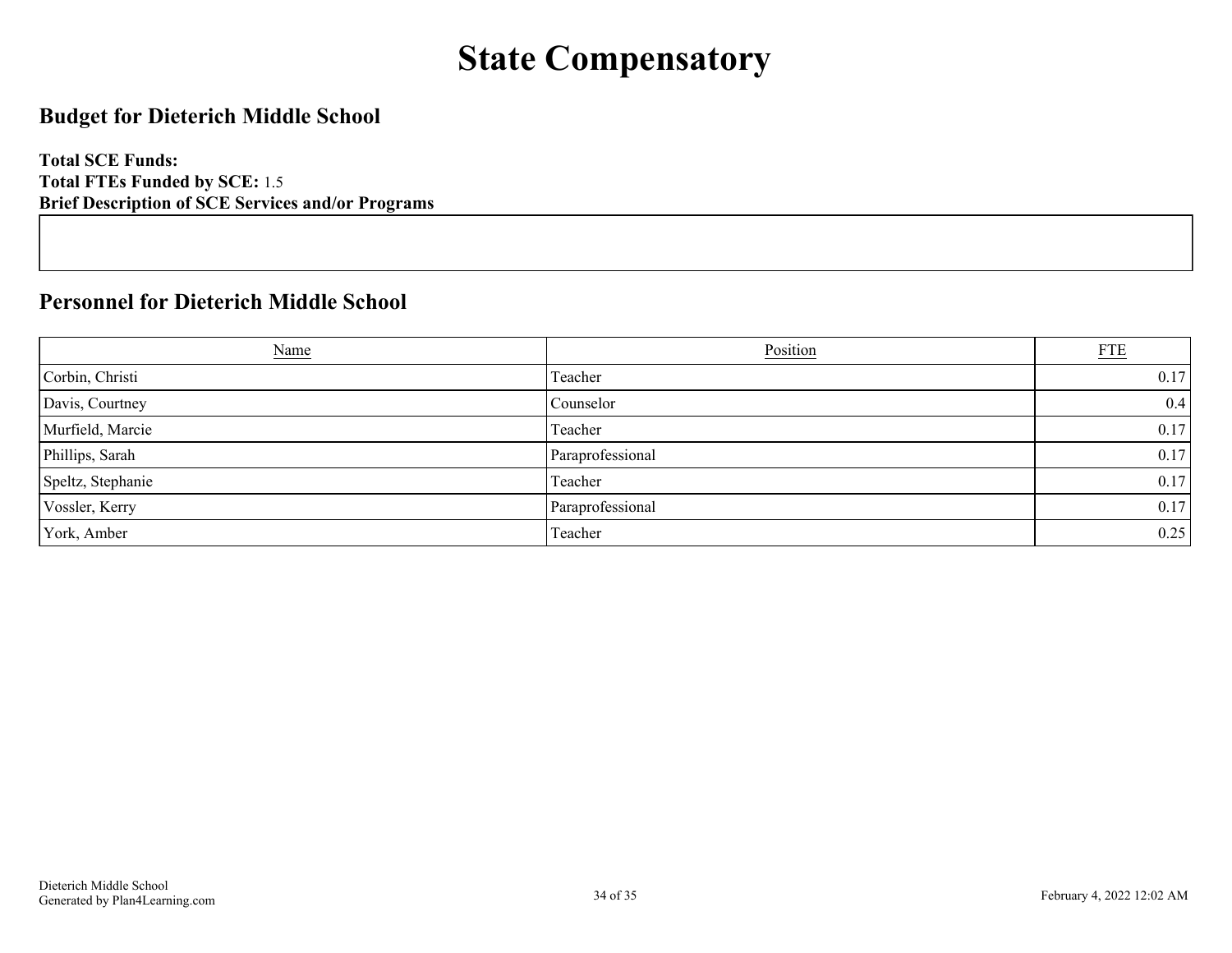# State Compensatory

## Budget for Dieterich Middle School

**Total SCE Funds:**
**Total FTEs Funded by SCE:** 1.5
**Brief Description of SCE Services and/or Programs**

## Personnel for Dieterich Middle School

| Name | Position | FTE |
| --- | --- | --- |
| Corbin, Christi | Teacher | 0.17 |
| Davis, Courtney | Counselor | 0.4 |
| Murfield, Marcie | Teacher | 0.17 |
| Phillips, Sarah | Paraprofessional | 0.17 |
| Speltz, Stephanie | Teacher | 0.17 |
| Vossler, Kerry | Paraprofessional | 0.17 |
| York, Amber | Teacher | 0.25 |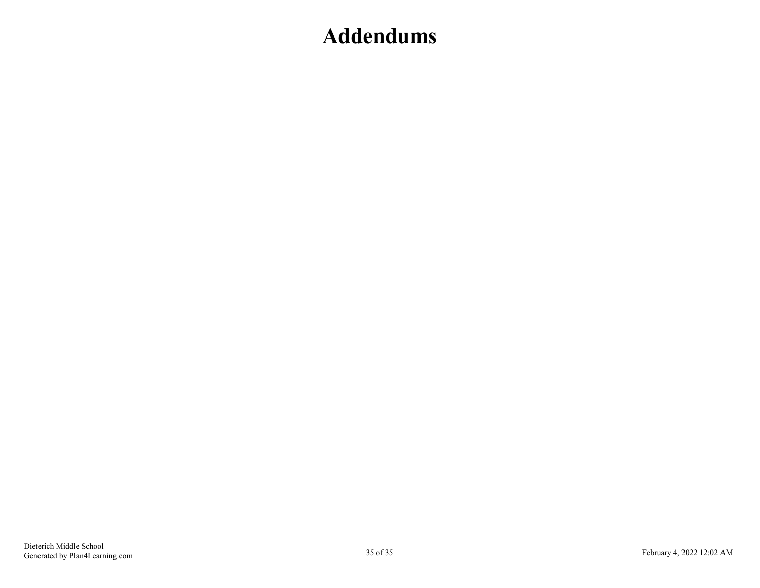# Addendums